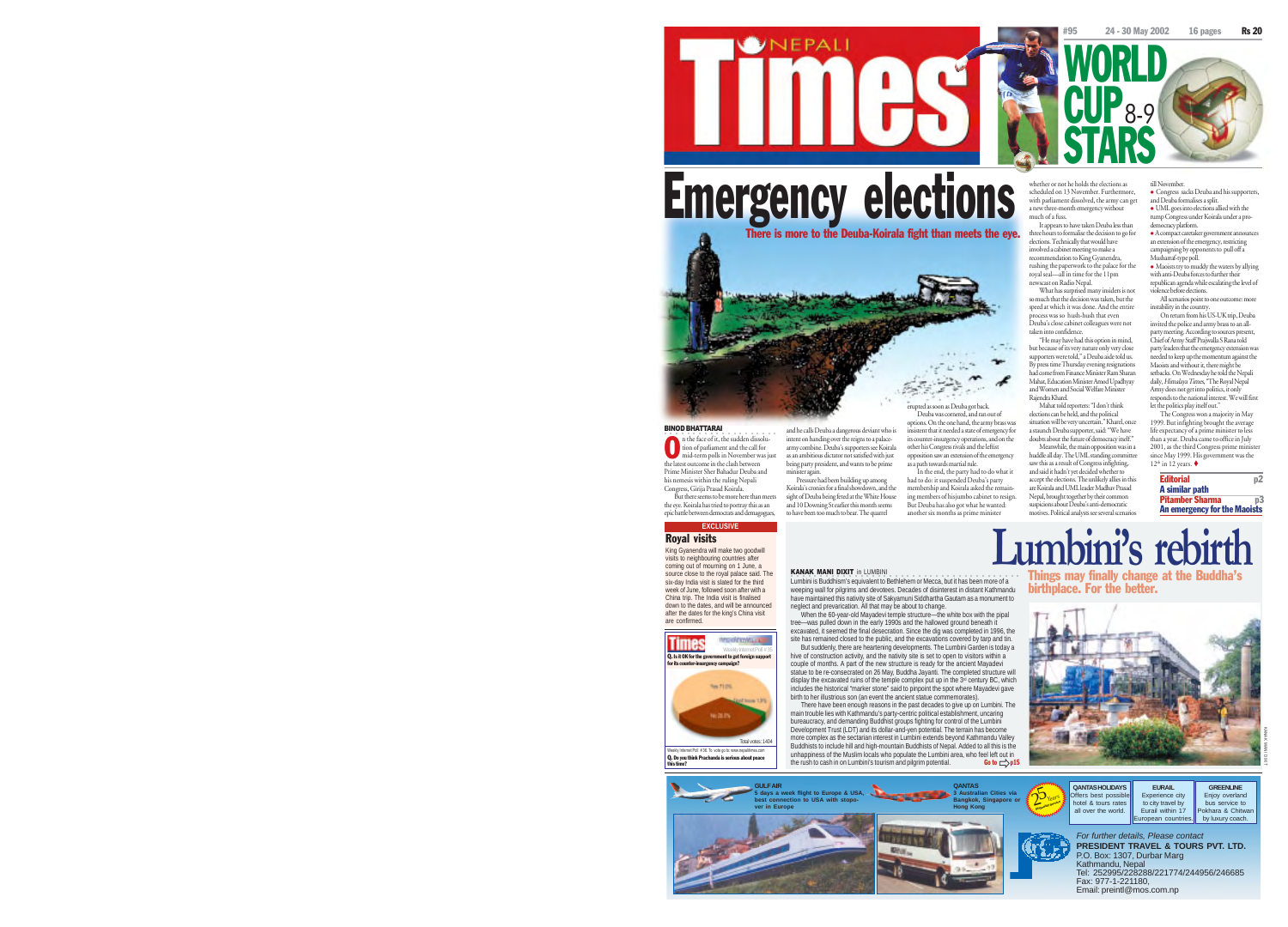# Nepali Times

#95 24 - 30 May 2002 16 pages Rs 20

WORLD CUP STARS 8-9

# Emergency elections

## There is more to the Deuba-Koirala fight than meets the eye.

**BINOD BHATTARAI**

On the face of it, the sudden dissolution of parliament and the call for mid-term polls in November was just the latest outcome in the clash between Prime Minister Sher Bahadur Deuba and his nemesis within the ruling Nepali Congress, Girija Prasad Koirala.

But there seems to be more here than meets the eye. Koirala has tried to portray this as an epic battle between democrats and demagogues, and he calls Deuba a dangerous deviant who is intent on handing over the reigns to a palace-army combine. Deuba's supporters see Koirala as an ambitious dictator not satisfied with just being party president, and wants to be prime minister again.

Pressure had been building up among Koirala's cronies for a final showdown, and the sight of Deuba being feted at the White House and 10 Downing St earlier this month seems to have been too much to bear. The quarrel erupted as soon as Deuba got back.

Deuba was cornered, and ran out of options. On the one hand, the army brass was insistent that it needed a state of emergency for its counter-insurgency operations, and on the other his Congress rivals and the leftist opposition saw an extension of the emergency as a path towards martial rule.

In the end, the party had to do what it had to do: it suspended Deuba's party membership and Koirala asked the remaining members of his jumbo cabinet to resign. But Deuba has also got what he wanted: another six months as prime minister whether or not he holds the elections as scheduled on 13 November. Furthermore, with parliament dissolved, the army can get a new three-month emergency without much of a fuss.

It appears to have taken Deuba less than three hours to formalise the decision to go for elections. Technically that would have involved a cabinet meeting to make a recommendation to King Gyanendra, rushing the paperwork to the palace for the royal seal—all in time for the 11pm newscast on Radio Nepal.

What has surprised many insiders is not so much that the decision was taken, but the speed at which it was done. And the entire process was so hush-hush that even Deuba's close cabinet colleagues were not taken into confidence.

"He may have had this option in mind, but because of its very nature only very close supporters were told," a Deuba aide told us. By press time Thursday evening resignations had come from Finance Minister Ram Sharan Mahat, Education Minister Amod Upadhyay and Women and Social Welfare Minister Rajendra Kharel.

Mahat told reporters: "I don't think elections can be held, and the political situation will be very uncertain." Kharel, once a staunch Deuba supporter, said: "We have doubts about the future of democracy itself."

Meanwhile, the main opposition was in a huddle all day. The UML standing committee saw this as a result of Congress infighting, and said it hadn't yet decided whether to accept the elections. The unlikely allies in this are Koirala and UML leader Madhav Prasad Nepal, brought together by their common suspicions about Deuba's anti-democratic motives. Political analysts see several scenarios till November.

- Congress sacks Deuba and his supporters, and Deuba formalises a split.
- UML goes into elections allied with the rump Congress under Koirala under a pro-democracy platform.
- A compact caretaker government announces an extension of the emergency, restricting campaigning by opponents to pull off a Musharraf-type poll.
- Maoists try to muddy the waters by allying with anti-Deuba forces to further their republican agenda while escalating the level of violence before elections.

All scenarios point to one outcome: more instability in the country.

On return from his US-UK trip, Deuba invited the police and army brass to an all-party meeting. According to sources present, Chief of Army Staff Prajwalla S Rana told party leaders that the emergency extension was needed to keep up the momentum against the Maoists and without it, there might be setbacks. On Wednesday he told the Nepali daily, *Himalaya Times*, "The Royal Nepal Army does not get into politics, it only responds to the national interest. We will first let the politics play itself out."

The Congress won a majority in May 1999. But infighting brought the average life expectancy of a prime minister to less than a year. Deuba came to office in July 2001, as the third Congress prime minister since May 1999. His government was the 12th in 12 years. ♦

**Editorial** p2
**A similar path**

**Pitamber Sharma** p3
**An emergency for the Maoists**

EXCLUSIVE

### Royal visits

King Gyanendra will make two goodwill visits to neighbouring countries after coming out of mourning on 1 June, a source close to the royal palace said. The six-day India visit is slated for the third week of June, followed soon after with a China trip. The India visit is finalised down to the dates, and will be announced after the dates for the king's China visit are confirmed.

Weekly Internet Poll # 35

**Q. Is it OK for the government to get foreign support for its counter-insurgency campaign?**

Yes 71.0%
Don't know 1.0%
No 28.0%

Total votes: 1404

Weekly Internet Poll # 36. To vote go to: www.nepalitimes.com

**Q. Do you think Prachanda is serious about peace this time?**

# Lumbini's rebirth

## Things may finally change at the Buddha's birthplace. For the better.

**KANAK MANI DIXIT** in LUMBINI

Lumbini is Buddhism's equivalent to Bethlehem or Mecca, but it has been more of a weeping wall for pilgrims and devotees. Decades of disinterest in distant Kathmandu have maintained this nativity site of Sakyamuni Siddhartha Gautam as a monument to neglect and prevarication. All that may be about to change.

When the 60-year-old Mayadevi temple structure—the white box with the pipal tree—was pulled down in the early 1990s and the hallowed ground beneath it excavated, it seemed the final desecration. Since the dig was completed in 1996, the site has remained closed to the public, and the excavations covered by tarp and tin.

But suddenly, there are heartening developments. The Lumbini Garden is today a hive of construction activity, and the nativity site is set to open to visitors within a couple of months. A part of the new structure is ready for the ancient Mayadevi statue to be re-consecrated on 26 May, Buddha Jayanti. The completed structure will display the excavated ruins of the temple complex put up in the 3rd century BC, which includes the historical "marker stone" said to pinpoint the spot where Mayadevi gave birth to her illustrious son (an event the ancient statue commemorates).

There have been enough reasons in the past decades to give up on Lumbini. The main trouble lies with Kathmandu's party-centric political establishment, uncaring bureaucracy, and demanding Buddhist groups fighting for control of the Lumbini Development Trust (LDT) and its dollar-and-yen potential. The terrain has become more complex as the sectarian interest in Lumbini extends beyond Kathmandu Valley Buddhists to include hill and high-mountain Buddhists of Nepal. Added to all this is the unhappiness of the Muslim locals who populate the Lumbini area, who feel left out in the rush to cash in on Lumbini's tourism and pilgrim potential. **Go to p15**

KANAK MANI DIXIT

---

**GULF AIR** 5 days a week flight to Europe & USA, best connection to USA with stopover in Europe

**QANTAS** 3 Australian Cities via Bangkok, Singapore or Hong Kong

**QANTAS HOLIDAYS** Offers best possible hotel & tours rates all over the world.

**EURAIL** Experience city to city travel by Eurail within 17 European countries.

**GREENLINE** Enjoy overland bus service to Pokhara & Chitwan by luxury coach.

25 Years

*For further details, Please contact*
**PRESIDENT TRAVEL & TOURS PVT. LTD.**
P.O. Box: 1307, Durbar Marg
Kathmandu, Nepal
Tel: 252995/228288/221774/244956/246685
Fax: 977-1-221180,
Email: preintl@mos.com.np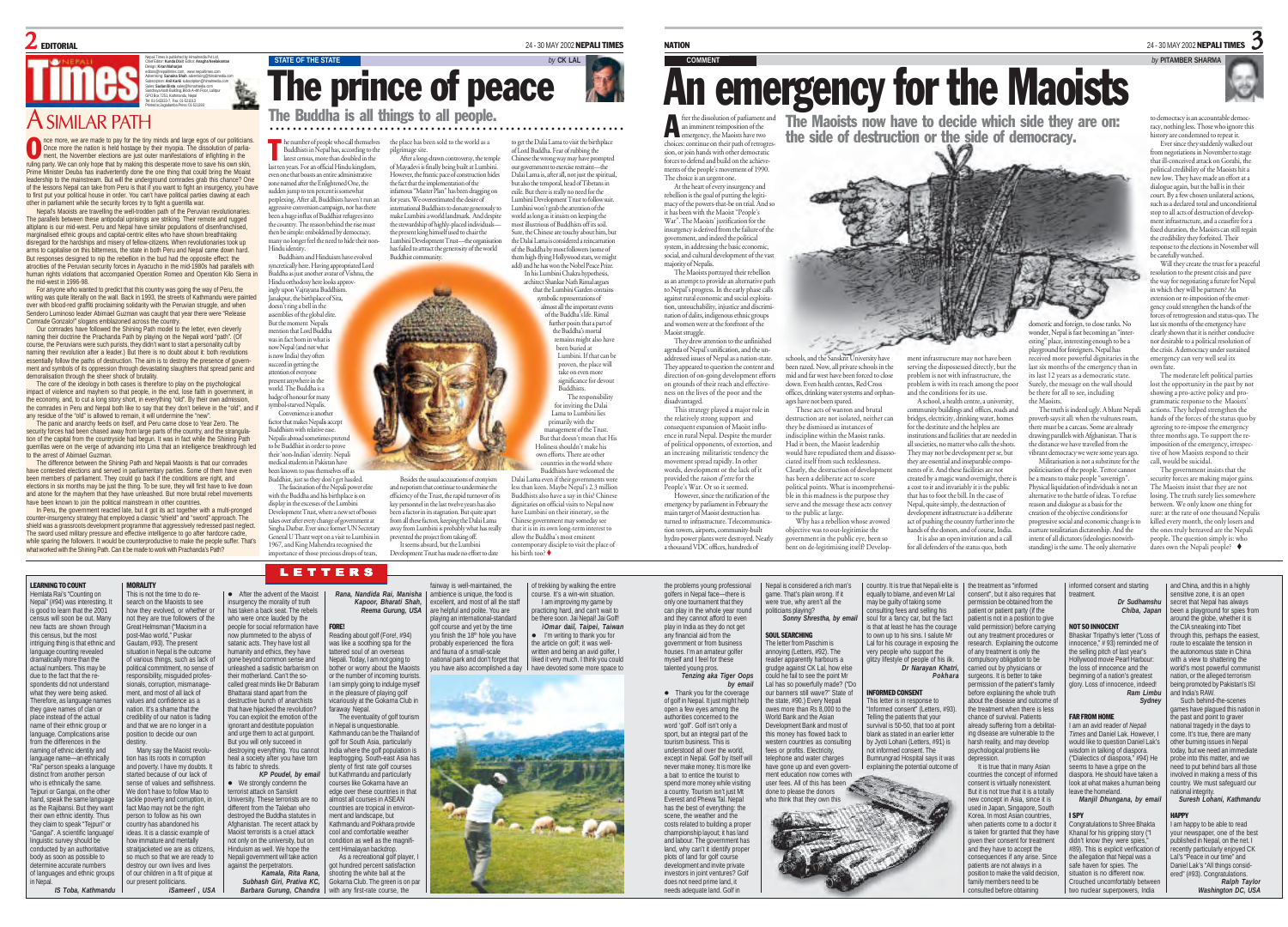# EDITORIAL

## A SIMILAR PATH

Once more, we are made to pay for the tiny minds and large egos of our politicians. Once more the nation is held hostage by their myopia. The dissolution of parliament, the November elections are just outer manifestations of infighting in the ruling party. We can only hope that by making this desperate move to save his own skin, Prime Minister Deuba has inadvertently done the one thing that could bring the Maoist leadership to the mainstream. But will the underground comrades grab this chance? One of the lessons Nepal can take from Peru is that if you want to fight an insurgency, you have to first put your political house in order. You can't have political parties clawing at each other in parliament while the security forces try to fight a guerrilla war.

Nepal's Maoists are travelling the well-trodden path of the Peruvian revolutionaries. The parallels between these antipodal uprisings are striking. Their remote and rugged altiplano is our mid-west. Peru and Nepal have similar populations of disenfranchised, marginalised ethnic groups and capital-centric elites who have shown breathtaking disregard for the hardships and misery of fellow-citizens. When revolutionaries took up arms to capitalise on this bitterness, the state in both Peru and Nepal came down hard. But responses designed to nip the rebellion in the bud had the opposite effect: the atrocities of the Peruvian security forces in Ayacucho in the mid-1980s had parallels with human rights violations that accompanied Operation Romeo and Operation Kilo Sierra in the mid-west in 1996-98.

For anyone who wanted to predict that this country was going the way of Peru, the writing was quite literally on the wall. Back in 1993, the streets of Kathmandu were painted over with blood-red graffiti proclaiming solidarity with the Peruvian struggle, and when Sendero Luminoso leader Abimael Guzman was caught that year there were "Release Comrade Gonzalo!" slogans emblazoned across the country.

Our comrades have followed the Shining Path model to the letter, even cleverly naming their doctrine the Prachanda Path by playing on the Nepali word "path". (Of course, the Peruvians were such purists, they didn't want to start a personality cult by naming their revolution after a leader.) But there is no doubt about it: both revolutions essentially follow the paths of destruction. The aim is to destroy the presence of government and symbols of its oppression through devastating slaughters that spread panic and demoralisation through the sheer shock of brutality.

The core of the ideology in both cases is therefore to play on the psychological impact of violence and mayhem so that people, in the end, lose faith in government, in the economy, and, to cut a long story short, in everything "old". By their own admission, the comrades in Peru and Nepal both like to say that they don't believe in the "old", and if any residue of the "old" is allowed to remain, it will undermine the "new".

The panic and anarchy feeds on itself, and Peru came close to Year Zero. The security forces had been chased away from large parts of the country, and the strangulation of the capital from the countryside had begun. It was in fact while the Shining Path guerrillas were on the verge of advancing into Lima that an intelligence breakthrough led to the arrest of Abimael Guzman.

The difference between the Shining Path and Nepali Maoists is that our comrades have contested elections and served in parliamentary parties. Some of them have even been members of parliament. They could go back if the conditions are right, and elections in six months may be just the thing. To be sure, they will first have to live down and atone for the mayhem that they have unleashed. But most brutal rebel movements have been known to join the political mainstream in other countries.

In Peru, the government reacted late, but it got its act together with a multi-pronged counter-insurgency strategy that employed a classic "shield" and "sword" approach. The shield was a grassroots development programme that aggressively redressed past neglect. The sword used military pressure and effective intelligence to go after hardcore cadre, while sparing the followers. It would be counterproductive to make the people suffer. That's what worked with the Shining Path. Can it be made to work with Prachanda's Path?

# STATE OF THE STATE
*by CK LAL*

## The prince of peace

### The Buddha is all things to all people.

The number of people who call themselves Buddhists in Nepal has, according to the latest census, more than doubled in the last ten years. For an official Hindu kingdom, even one that boasts an entire administrative zone named after the Enlightened One, the sudden jump to ten percent is somewhat perplexing. After all, Buddhists haven't run an aggressive conversion campaign, nor has there been a huge influx of Buddhist refugees into the country. The reason behind the rise must then be simple: emboldened by democracy, many no longer feel the need to hide their non-Hindu identity.

Buddhism and Hinduism have evolved syncretically here. Having appropriated Lord Buddha as just another avatar of Vishnu, the Hindu orthodoxy here looks approvingly upon Vajrayana Buddhism. Janakpur, the birthplace of Sita, doesn't ring a bell in the assemblies of the global elite. But the moment Nepalis mention that Lord Buddha was in fact born in what is now Nepal (and not what is now India) they often succeed in getting the attention of everyone present anywhere in the world. The Buddha is a badge of honour for many symbol-starved Nepalis.

Convenience is another factor that makes Nepalis accept Buddhism with relative ease. Nepalis abroad sometimes pretend to be Buddhist in order to prove their 'non-Indian' identity. Nepali medical students in Pakistan have been known to pass themselves off as Buddhist, just so they don't get hassled.

The fascination of the Nepali power elite with the Buddha and his birthplace is on display in the excesses of the Lumbini Development Trust, where a new set of bosses takes over after every change of government at Singha Durbar. Ever since former UN Secretary General U Thant wept on a visit to Lumbini in 1967, and King Mahendra recognised the importance of those precious drops of tears, the place has been sold to the world as a pilgrimage site.

After a long-drawn controversy, the temple of Mayadevi is finally being built at Lumbini. However, the frantic pace of construction hides the fact that the implementation of the infamous "Master Plan" has been dragging on for years. We overestimated the desire of international Buddhists to donate generously to make Lumbini a world landmark. And despite the stewardship of highly-placed individuals—the present king himself used to chair the Lumbini Development Trust—the organisation has failed to attract the generosity of the world Buddhist community.

Besides the usual accusations of cronyism and nepotism that continue to undermine the efficiency of the Trust, the rapid turnover of its key personnel in the last twelve years has also been a factor in its stagnation. But quite apart from all these factors, keeping the Dalai Lama away from Lumbini is probably what has really prevented the project from taking off.

It seems absurd, but the Lumbini Development Trust has made no effort to date to get the Dalai Lama to visit the birthplace of Lord Buddha. Fear of rubbing the Chinese the wrong way may have prompted our government to exercise restraint—the Dalai Lama is, after all, not just the spiritual, but also the temporal, head of Tibetans in exile. But there is really no need for the Lumbini Development Trust to follow suit. Lumbini won't grab the attention of the world as long as it insists on keeping the most illustrious of Buddhists off its soil. Sure, the Chinese are touchy about him, but the Dalai Lama is considered a reincarnation of the Buddha by most followers (some of them high-flying Hollywood stars, we might add) and he has won the Nobel Peace Prize.

In his Lumbini Chakra hypothesis, architect Shankar Nath Rimal argues that the Lumbini Garden contains symbolic representations of almost all the important events of the Buddha's life. Rimal further posits that a part of the Buddha's mortal remains might also have been buried at Lumbini. If that can be proven, the place will take on even more significance for devout Buddhists.

The responsibility for inviting the Dalai Lama to Lumbini lies primarily with the management of the Trust. But that doesn't mean that His Holiness shouldn't make his own efforts. There are other countries in the world where Buddhists have welcomed the Dalai Lama even if their governments were less than keen. Maybe Nepal's 2.3 million Buddhists also have a say in this? Chinese dignitaries on official visits to Nepal now have Lumbini on their itinerary, so the Chinese government may someday see that it is in its own long-term interest to allow the Buddha's most eminent contemporary disciple to visit the place of his birth too! ♦

# NATION

# COMMENT
*by PITAMBER SHARMA*

## An emergency for the Maoists

### The Maoists now have to decide which side they are on: the side of destruction or the side of democracy.

After the dissolution of parliament and an imminent reimposition of the emergency, the Maoists have two choices: continue on their path of retrogression, or join hands with other democratic forces to defend and build on the achievements of the people's movement of 1990. The choice is an urgent one.

At the heart of every insurgency and rebellion is the goal of putting the legitimacy of the powers-that-be on trial. And so it has been with the Maoist "People's War". The Maoists' justification for the insurgency is derived from the failure of the government, and indeed the political system, in addressing the basic economic, social, and cultural development of the vast majority of Nepalis.

The Maoists portrayed their rebellion as an attempt to provide an alternative path to Nepal's progress. In the early phase calls against rural economic and social exploitation, untouchability, injustice and discrimination of dalits, indigenous ethnic groups and women were at the forefront of the Maoist struggle.

They drew attention to the unfinished agenda of Nepal's unification, and the unaddressed issues of Nepal as a nation-state. They appeared to question the content and direction of on-going development efforts on grounds of their reach and effectiveness on the lives of the poor and the disadvantaged.

This strategy played a major role in the relatively strong support and consequent expansion of Maoist influence in rural Nepal. Despite the murder of political opponents, of extortion, and an increasing militaristic tendency the movement spread rapidly. In other words, development or the lack of it provided the *raison d'etre* for the People's War. Or so it seemed.

However, since the ratification of the emergency by parliament in February the main target of Maoist destruction has turned to infrastructure. Telecommunication towers, airports, community-built hydro power plants were destroyed. Nearly a thousand VDC offices, hundreds of schools, and the Sanskrit University have been razed. Now, all private schools in the mid and far west have been forced to close down. Even health centres, Red Cross offices, drinking water systems and orphanages have not been spared.

These acts of wanton and brutal destruction are not isolated, neither can they be dismissed as instances of indiscipline within the Maoist ranks. Had it been, the Maoist leadership would have repudiated them and disassociated itself from such recklessness. Clearly, the destruction of development has been a deliberate act to score political points. What is incomprehensible in this madness is the purpose they serve and the message these acts convey to the public at large.

Why has a rebellion whose avowed objective was to oust-legitimise the government in the public eye, been so bent on de-legitimising itself? Development infrastructure may not have been serving the dispossessed directly, but the problem is not with infrastructure, the problem is with its reach among the poor and the conditions for its use.

A school, a health centre, a university, community buildings and offices, roads and bridges, electricity, drinking water, homes for the destitute and the helpless are institutions and facilities that are needed in all societies, no matter who calls the shots. They may not be development per se, but they are essential and inseparable components of it. And these facilities are not created by a magic wand overnight, there is a cost to it and invariably it is the public that has to foot the bill. In the case of Nepal, quite simply, the destruction of development infrastructure is a deliberate act of pushing the country further into the hands of the donors, and of course, India.

It is also an open invitation and a call for all defenders of the status quo, both domestic and foreign, to close ranks. No wonder, Nepal is fast becoming an "interesting" place, interesting enough to be a playground for foreigners. Nepal has received more powerful dignitaries in the last six months of the emergency than in its last 12 years as a democratic state. Surely, the message on the wall should be there for all to see, including the Maoists.

The truth is indeed ugly. A blunt Nepali proverb says it all: when the vultures roam, there must be a carcass. Some are already drawing parallels with Afghanistan. That is the distance we have travelled from the vibrant democracy we were some years ago.

Militarisation is not a substitute for the politicisation of the people. Terror cannot be a means to make people "sovereign". Physical liquidation of individuals is not an alternative to the battle of ideas. To refuse reason and dialogue as a basis for the creation of the objective conditions for progressive social and economic change is to nurture totalitarian dictatorship. And the intent of all dictators (ideologies notwithstanding) is the same. The only alternative to democracy is an accountable democracy, nothing less. Those who ignore this history are condemned to repeat it.

Ever since they suddenly walked out from negotiations in November to stage that ill-conceived attack on Gorahi, the political credibility of the Maoists hit a new low. They have made an effort at a dialogue again, but the ball is in their court. By a few chosen unilateral actions, such as a declared total and unconditional stop to all acts of destruction of development infrastructure, and a ceasefire for a fixed duration, the Maoists can still regain the credibility they forfeited. Their response to the elections in November will be carefully watched.

Will they create the trust for a peaceful resolution to the present crisis and pave the way for negotiating a future for Nepal in which they will be partners? An extension or re-imposition of the emergency could strengthen the hands of the forces of retrogression and status-quo. The last six months of the emergency have clearly shown that it is neither conducive nor desirable to a political resolution of the crisis. A democracy under sustained emergency can very well seal its own fate.

The moderate left political parties lost the opportunity in the past by not showing a pro-active policy and programmatic response to the Maoists' actions. They helped strengthen the hands of the forces of the status quo by agreeing to re-impose the emergency three months ago. To support the re-imposition of the emergency, irrespective of how Maoists respond to their call, would be suicidal.

The government insists that the security forces are making major gains. The Maoists insist that they are not losing. The truth surely lies somewhere between. We only know one thing for sure: at the rate of one thousand Nepalis killed every month, the only losers and the ones truly bereaved are the Nepali people. The question simply is: who dares own the Nepali people? ♦

# LETTERS

### LEARNING TO COUNT

Hemlata Rai's "Counting on Nepal" (#94) was interesting. It is good to learn that the 2001 census will soon be out. Many new facts are shown through this census, but the most intriguing thing is that ethnic and language counting revealed dramatically more than the actual numbers. This may be due to the fact that the respondents did not understand what they were being asked. Therefore, as language names they gave names of clan or place instead of the actual name of their ethnic group or language. Complications arise from the differences in the naming of ethnic identity and language name—an ethnically "Rai" person speaks a language distinct from another person who is ethnically the same. Tejpuri or Gangai, on the other hand, speak the same language as the Rajibansi. But they want their own ethnic identity. Thus they claim to speak "Tejpuri" or "Gangai". A scientific language/linguistic survey should be conducted by an authoritative body as soon as possible to determine accurate numbers of languages and ethnic groups in Nepal.

**IS Toba, Kathmandu**

### MORALITY

This is not the time to do research on the Maoists to see how they evolved, or whether or not they are true followers of the Great Helmsman ("Maoism in a post-Mao world," Puskar Gautam, #93). The present situation in Nepal is the outcome of various things, such as lack of political commitment, no sense of responsibility, misguided professionals, corruption, mismanagement, and most of all lack of values and confidence as a nation. It's a shame that the credibility of our nation is fading and that we are no longer in a position to decide our own destiny.

Many say the Maoist revolution has its roots in corruption and poverty. I have my doubts. It started because of our lack of sense of values and selfishness. We don't have to follow Mao to tackle poverty and corruption, in fact Mao may not be the right person to follow as his own country has abandoned his ideas. It is a classic example of how immature and mentally straitjacketed we are as citizens, so much so that we are ready to destroy our own lives and lives of our children in a fit of pique at our present politicians.

**iSameeri , USA**

● After the advent of the Maoist insurgency the morality of truth has taken a back seat. The rebels who were once lauded by the people for social reformation have now plummeted to the abyss of satanic acts. They have lost all humanity and ethics, they have gone beyond common sense and unleashed a sadistic barbarism on their motherland. Can't the so-called great minds like Dr Baburam Bhattarai stand apart from the destructive bunch of anarchists that have hijacked the revolution? You can exploit the emotion of the ignorant and destitute population and urge them to act at gunpoint. But you will only succeed in destroying everything. You cannot heal a society after you have torn its fabric to shreds.

**KP Poudel, by email**

● We strongly condemn the terrorist attack on Sanskrit University. These terrorists are no different from the Taleban who destroyed the Buddha statues in Afghanistan. The recent attack by Maoist terrorists is a cruel attack not only on the university, but on Hinduism as well. We hope the Nepali government will take action against the perpetrators.

**Kamala, Rita Rana, Subhash Giri, Prativa KC, Barbara Gurung, Chandra Rana, Nandida Rai, Manisha Kapoor, Bharati Shah, Reema Gurung, USA**

### FORE!

Reading about golf (Fore!, #94) was like a soothing spa for the tattered soul of an overseas Nepali. Today, I am not going to bother or worry about the Maoists or the number of incoming tourists. I am simply going to indulge myself in the pleasure of playing golf vicariously at the Gokarna Club in faraway Nepal.

The eventuality of golf tourism in Nepal is unquestionable. Kathmandu can be the Thailand of golf for South Asia, particularly India where the golf population is leapfrogging. South-east Asia has plenty of first rate golf courses but Kathmandu and particularly courses like Gokarna have an edge over these countries in that almost all courses in ASEAN countries are tropical in environment and landscape, but Kathmandu and Pokhara provide cool and comfortable weather condition as well as the magnificent Himalayan backdrop.

As a recreational golf player, I got hundred percent satisfaction shooting the white ball at the Gokarna Club. The green is on par with any first-rate course, the fairway is well-maintained, the ambience is unique, the food is excellent, and most of all the staff are helpful and polite. You are playing an international-standard golf course and yet by the time you finish the 18th hole you have probably experienced the flora and fauna of a small-scale national park and don't forget that you have also accomplished a day of trekking by walking the entire course. It's a win-win situation.

I am improving my game by practicing hard, and can't wait to be there soon. Jai Nepal! Jai Golf!

**iOmar daii, Taipei, Taiwan**

● I'm writing to thank you for the article on golf; it was well-written and being an avid golfer, I liked it very much. I think you could have devoted some more space to the problems young professional golfers in Nepal face—there is only one tournament that they can play in the whole year round and they cannot afford to even play in India as they do not get any financial aid from the government or from business houses. I'm an amateur golfer myself and I feel for these talented young pros.

**Tenzing aka Tiger Oops by email**

● Thank you for the coverage of golf in Nepal. It just might help open a few eyes among the authorities concerned to the word 'golf'. Golf isn't only a sport, but an integral part of the tourism business. This is understood all over the world, except in Nepal. Golf by itself will never make money. It is more like a bait to entice the tourist to spend more money while visiting a country. Tourism isn't just Mt Everest and Phewa Tal. Nepal has the best of everything: the scene, the weather and the costs related to building a proper championship layout; it has land and labour. The government has land, why can't it identify proper plots of land for golf course development and invite private investors in joint ventures? Golf does not need prime land, it needs adequate land. Golf in Nepal is considered a rich man's game. That's plain wrong. If it were true, why aren't all the politicians playing?

**Sonny Shrestha, by email**

### SOUL SEARCHING

The letter from Paschim is annoying (Letters, #92). The reader apparently harbours a grudge against CK Lal, how else could he fail to see the point Mr Lal has so powerfully made? ("Do our banners still wave?" State of the state, #90.) Every Nepali owes more than Rs 8,000 to the World Bank and the Asian Development Bank and most of this money has flowed back to western countries as consulting fees or profits. Electricity, telephone and water charges have gone up and even government education now comes with user fees. All of this has been done to please the donors who think that they own this country. It is true that Nepali elite is equally to blame, and even Mr Lal may be guilty of taking some consulting fees and selling his soul for a fancy car, but the fact is that at least he has the courage to own up to his sins. I salute Mr Lal for his courage in exposing the very people who support the glitzy lifestyle of people of his ilk.

**Dr Narayan Khatri, Pokhara**

### INFORMED CONSENT

This letter is in response to "Informed consent" (Letters, #93). Telling the patients that your survival is 50-50, that too at point blank as stated in an earlier letter by Jyoti Lohani (Letters, #91) is not informed consent. The Bumrungrad Hospital says it was explaining the potential outcome of the treatment as "informed consent", but it also requires that permission be obtained from the patient or patient party (if the patient is not in a position to give valid permission) before carrying out any treatment procedures or research. Explaining the outcome of any treatment is only the compulsory obligation to be carried out by physicians or surgeons. It is better to take permission of the patient's family before explaining the whole truth about the disease and outcome of the treatment when there is less chance of survival. Patients already suffering from a debilitating disease are vulnerable to the harsh reality, and may develop psychological problems like depression.

It is true that in many Asian countries the concept of informed consent is virtually nonexistent. But it is not true that it is a totally new concept in Asia, since it is used in Japan, Singapore, South Korea. In most Asian countries, when patients come to a doctor it is taken for granted that they have given their consent for treatment and they have to accept the consequences if any arise. Since patients are not always in a position to make the valid decision, family members need to be consulted before obtaining informed consent and starting treatment.

**Dr Sudhamshu Chiba, Japan**

### NOT SO INNOCENT

Bhaskar Tripathy's letter ("Loss of innocence," # 93) reminded me of the selling pitch of last year's Hollywood movie Pearl Harbour: the loss of innocence and the beginning of a nation's greatest glory. Loss of innocence, indeed!

**Ram Limbu Sydney**

### FAR FROM HOME

I am an avid reader of *Nepali Times* and Daniel Lak. However, I would like to question Daniel Lak's wisdom in talking of diaspora. ("Dialectics of diaspora," #94) He seems to have a gripe on the diaspora. He should have taken a look at what makes a human being leave the homeland.

**Manjil Dhungana, by email**

### I SPY

Congratulations to Shree Bhakta Khanal for his gripping story ("I didn't know they were spies," #89). This is explicit verification of the allegation that Nepal was a safe haven for spies. The situation is no different now. Crouched uncomfortably between two nuclear superpowers, India and China, at this juncture in a highly sensitive zone, it is an open secret that Nepal has always been a playground for spies from around the globe, whether it is the CIA sneaking into Tibet through this, perhaps the easiest, route to escalate the tension in the autonomous state in China with a view to shattering the world's most powerful communist nation, or the alleged terrorism being promoted by Pakistan's ISI and India's RAW.

Such behind-the-scenes games have plagued this nation in the past and point to graver national tragedy in the days to come. It's true, there are many other burning issues in Nepal today, but we need an immediate probe into this matter, and we need to put behind bars all those involved in making a mess of this country. We must safeguard our national integrity.

**Suresh Lohani, Kathmandu**

### HAPPY

I am happy to be able to read your newspaper, one of the best published in Nepal, on the net. I recently particularly enjoyed CK Lal's "Peace in our time" and Daniel Lak's "All things considered" (#93). Congratulations.

**Ralph Taylor Washington DC, USA**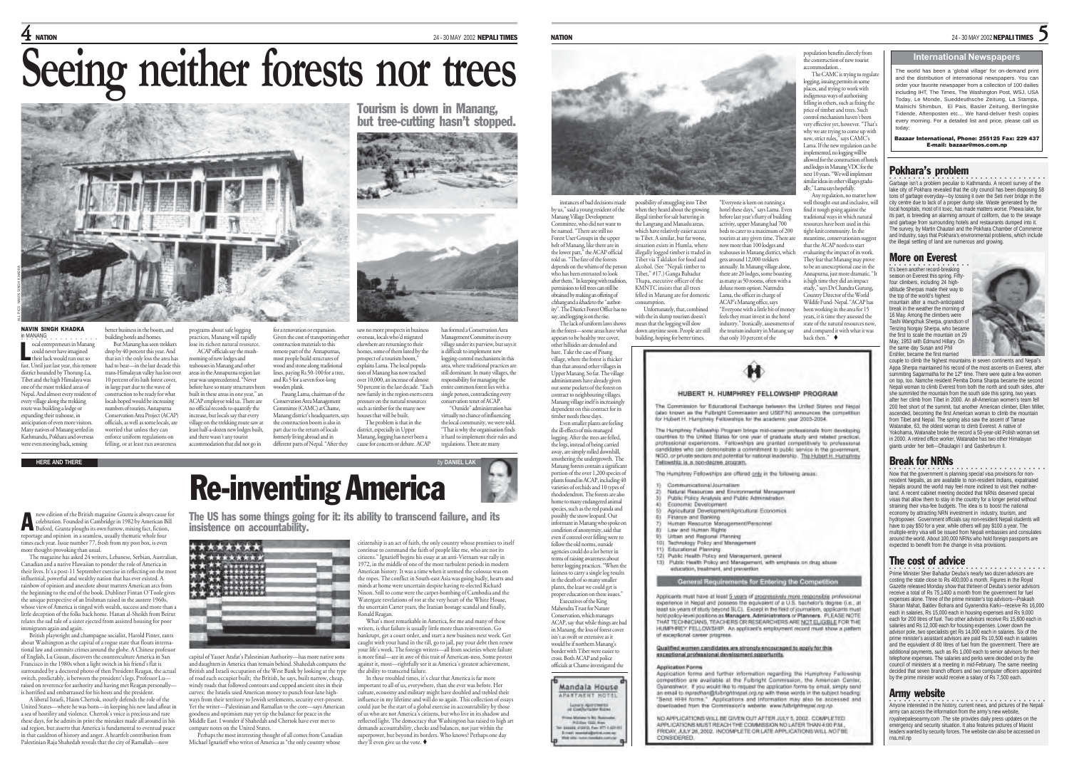# Seeing neither forests nor trees

## Tourism is down in Manang, but tree-cutting hasn't stopped.

**NAVIN SINGH KHADKA** in MANANG

Local entrepreneurs in Manang could never have imagined their luck would run out so fast. Until just last year, this remote district bounded by Thorung-La, Tibet and the high Himalaya was one of the most trekked areas of Nepal. And almost every resident of every village along the trekking route was building a lodge or expanding their teahouse, in anticipation of even more visitors. Many natives of Manang settled in Kathmandu, Pokhara and overseas were even moving back, sensing better business in the boom, and building hotels and homes.

But Manang has seen trekkers drop by 40 percent this year. And that isn't the only loss the area has had to bear—in the last decade this trans-Himalayan valley has lost over 10 percent of its lush forest cover, in large part due to the wave of construction to be ready for what locals hoped would be increasing numbers of tourists. Annapurna Conservation Area Project (ACAP) officials, as well as some locals, are worried that unless they can enforce uniform regulations on felling, or at least run awareness programs about safe logging practices, Manang will rapidly lose its richest natural resource.

ACAP officials say the mushrooming of new lodges and teahouses in Manang and other areas in the Annapurna region last year was unprecedented. "Never before have so many structures been built in these areas in one year," an ACAP employee told us. There are no official records to quantify the increase, but locals say every village on the trekking route saw at least half-a-dozen new lodges built, and there wasn't any tourist accommodation that did not go in for a renovation or expansion. Given the cost of transporting other construction materials to this remote part of the Annapurnas, most people build structures of wood and stone along traditional lines, paying Rs 50-100 for a tree, and Rs 5 for a seven foot-long wooden plank.

Pasang Lama, chairman of the Conservation Area Management Committee (CAMC) at Chame, Manang district's headquarters, says the construction boom is also in part due to the return of locals formerly living abroad and in different parts of Nepal. "After they saw no more prospects in business overseas, locals who'd migrated elsewhere are returning to their homes, some of them lured by the prospect of a tourism boom," explains Lama. The local population of Manang has now reached over 10,000, an increase of almost 50 percent in the last decade. "Each new family in the region exerts extra pressure on the natural resources such as timber for the many new houses that will be built.

The problem is that in the district, especially in Upper Manang, logging has never been a cause for concern or debate. ACAP has formed a Conservation Area Management Committee in every village under its purview, but says it is difficult to implement new logging-control mechanisms in this area, where traditional practices are still dominant. In many villages, the responsibility for managing the entire common forest lies with a single person, contradicting every conservation tenet of ACAP.

"Outside" administration has virtually no chance of influencing the local community, we were told. "That is why the organisation finds it hard to implement their rules and regulations. There are many instances of bad decisions made by us," said a young resident of the Manang Village Development Committee, who did not want to be named. "There are still no Forest User Groups in the upper belt of Manang, like there are in the lower part," the ACAP official told us. "The fate of the forests depends on the whims of the person who has been entrusted to look after them." In keeping with tradition, permission to fell trees can still be obtained by making an offering of *chhang* and a *khada* to the "authority". The District Forest Office has no say, and logging is on the rise.

The lack of uniform laws shows in the forest—some areas have what appears to be healthy tree cover, other hillsides are denuded and bare. Take the case of Pisang village, where the forest is thicker than that around other villages in Upper Manang. So far, The village administrators have already given out some pockets of the forest on contract to neighbouring villages. Manang village itself is increasingly dependent on this contract for its timber needs these days.

Even smaller plants are feeling the ill-effects of mis-managed logging. After the trees are felled, the logs, instead of being carried away, are simply rolled downhill, smothering the undergrowth. The Manang forests contain a significant portion of the over 1,200 species of plants found in ACAP, including 40 varieties of orchids and 10 types of rhododendron. The forests are also home to many endangered animal species, such as the red panda and possibly the snow leopard. Our informant in Manang who spoke on condition of anonymity, said that even if control over felling were to follow the old norms, outside agencies could do a lot better in terms of raising awareness about better logging practices. "When the laziness to carry a single log results in the death of so many smaller plants, the least we could get is proper education on these issues."

Executives of the King Mahendra Trust for Nature Conservation, which manages ACAP, say that while things are bad in Manang, the loss of forest cover isn't as swift or extensive as it would be if northern Manang's border with Tibet were easier to cross. Both ACAP and police officials at Chame investigated the possibility of smuggling into Tibet when they heard about the growing illegal timber for salt bartering in the Langtang and Manaslu areas, which have relatively easier access to Tibet. A similar, but far worse, situation exists in Humla, where illegally logged timber is traded in Tibet via Taklakot for food and alcohol. (See "Nepali timber to Tibet," #17.) Ganga Bahadur Thapa, executive officer of the KMNTC insists that all trees felled in Manang are for domestic consumption.

Unfortunately, that, combined with the in-slump tourism doesn't mean that the logging will slow down anytime soon. People are still building, hoping for better times.

"Everyone is keen on running a hotel these days," says Lama. Even before last year's flurry of building activity, upper Manang had 700 beds to cater to a maximum of 200 tourists at any given time. There are now more than 100 lodges and teahouses in Manang district, which gets around 12,000 trekkers annually. In Manang village alone, there are 20 lodges, some boasting as many as 50 rooms, often with a deluxe room option. Narendra Lama, the officer in charge of ACAP's Manang office, says "Everyone with a little bit of money feels they must invest in the hotel industry." Ironically, assessments of the tourism industry in Manang say that only 10 percent of the population benefits directly from the construction of new tourist accommodation. .

The CAMC is trying to regulate logging, issuing permits in some places, and trying to work with indigenous ways of authorising felling in others, such as fixing the price of timber and trees. Such control mechanism haven't been very effective yet, however. "That's why we are trying to come up with new, strict rules," says CAMC's Lama. If the new regulation can be implemented, no logging will be allowed for the construction of hotels and lodges in Manang VDC for the next 10 years. "We will implement similar ideas in other villages gradually," Lama says hopefully.

Any regulation, no matter how well thought-out and inclusive, will find it tough going against the traditional ways in which natural resources have been used in this tight-knit community. In the meantime, conservationists suggest that the ACAP needs to start evaluating the impact of its work. They fear that Manang may prove to be an unexceptional case in the Annapurna, just more dramatic. "It is high time they did an impact study," says Dr Chandra Gurung, Country Director of the World Wildlife Fund- Nepal. "ACAP has been working in the area for 15 years, it is time they assessed the state of the natural resources now, and compared it with what it was back then." ♦

---

HERE AND THERE *by* DANIEL LAK

# Re-inventing America

## The US has some things going for it: its ability to transcend failure, and its insistence on accountability.

A new edition of the British magazine *Granta* is always cause for celebration. Founded in Cambridge in 1982 by American Bill Buford, *Granta* ploughs its own furrow, mixing fact, fiction, reportage and opinion in a seamless, usually thematic whole four times each year. Issue number 77, fresh from my post box, is even more thought-provoking than usual.

The magazine has asked 24 writers, Lebanese, Serbian, Australian, Canadian and a native Hawaiian to ponder the role of America in their lives. It's a post-11 September exercise in reflecting on the most influential, powerful and wealthy nation that has ever existed. A rainbow of opinion and anecdote about matters American arcs from the beginning to the end of the book. Dubliner Fintan O'Toole gives the unique perspective of an Irishman raised in the austere 1960s, whose view of America is tinged with wealth, success and more than a little deception of the folks back home. Hanan al-Sheikh from Beirut relates the sad tale of a sister ejected from assisted housing for poor immigrants again and again.

British playwright and champagne socialist, Harold Pinter, rants about Washington as the capital of a rogue state that flouts international law and commits crimes around the globe. A Chinese professor of English, Lu Gusun, discovers the counterculture America in San Francisco in the 1980s when a light switch in his friend's flat is surrounded by a doctored photo of then President Reagan, the actual switch, predictably, is between the president's legs. Professor Lu—raised on reverence for authority and having met Reagan personally—is horrified and embarrassed for his hosts and the president.

A liberal Israeli, Haim Chertok, stoutly defends the role of the United States—where he was born—in keeping his new land afloat in a sea of hostility and violence. Chertok's voice is precious and rare these days, for he admits in print the mistakes made all around in his sad region, but asserts that America is fundamental to eventual peace in that cauldron of history and anger. A heartfelt contribution from Palestinian Raja Shahedah reveals that the city of Ramallah—now capital of Yasser Arafat's Palestinian Authority—has more native sons and daughters in America than remain behind. Shahedah compares the British and Israeli occupation of the West Bank by looking at the type of road each occupier built; the British, he says, built narrow, cheap, windy roads that followed contours and cupped ancient sites in their curves; the Israelis used American money to punch four-lane highways from their territory to Jewish settlements, security ever-present. Yet the writer—Palestinian and Ramallan to the core—says American goodness and optimism may yet tip the balance for peace in the Middle East. I wonder if Shahedah and Chertok have ever met to compare notes on the United States.

Perhaps the most interesting thought of all comes from Canadian Michael Ignatieff who writes of America as "the only country whose citizenship is an act of faith, the only country whose promises to itself continue to command the faith of people like me, who are not its citizens." Ignatieff begins his essay at an anti-Vietnam war rally in 1972, in the middle of one of the most turbulent periods in modern American history. It was a time when it seemed the colossus was on the ropes. The conflict in South-east Asia was going badly, hearts and minds at home were uncertain despite having re-elected Richard Nixon. Still to come were the carpet-bombing of Cambodia and the Watergate revelations of rot at the very heart of the White House, the uncertain Carter years, the Iranian hostage scandal and finally, Ronald Reagan.

What's most remarkable in America, for me and many of these writers, is that failure is usually little more than reinvention. Go bankrupt, get a court order, and start a new business next week. Get caught with your hand in the till, go to jail, pay your debt then renew your life's work. The foreign writers—all from societies where failure is more final—are in awe of this trait of American-ness. Some protest against it, most—rightfully see it as America's greatest achievement, the ability to transcend failure.

In these troubled times, it's clear that America is far more important to all of us, everywhere, than she ever was before. Her culture, economy and military might have doubled and trebled their influence in my lifetime and will do so again. This collection of essays could just be the start of a global exercise in accountability by those of us who are not America's citizens, but who live in its shadow and reflected light. The democracy that Washington has raised to high art demands accountability, checks and balances, not just within the superpower, but beyond its borders. Who knows? Perhaps one day they'll even give us the vote. ♦

---

**Mandala House**
APARTMENT HOTEL
Luxury Apartments at Comfortable Rates
Prime Minister's Rd, Bhatbhateni, P.O.Box 9321, Ktm.
Tel: 444444, 4xxxxx, Fax: 977-1-4xxxxx
E-mail: mandala@mandala.com.np
Web site: www.mandala.com.np

---

### HUBERT H. HUMPHREY FELLOWSHIP PROGRAM

The Commission for Educational Exchange between the United States and Nepal (also known as the Fulbright Commission and USEF/N) announces the competition for Hubert H. Humphrey Fellowships for the academic year 2003-2004.

The Humphrey Fellowship Program brings mid-career professionals from developing countries to the United States for one year of graduate study and related practical, professional experiences. Fellowships are granted competitively to professional candidates who can demonstrate a commitment to public service in the government, NGO, or private sectors and potential for national leadership. The Hubert H. Humphrey Fellowship is a non-degree program.

The Humphrey Fellowships are offered only in the following areas:

1) Communications/Journalism
2) Natural Resources and Environmental Management
3) Public Policy Analysis and Public Administration
4) Economic Development
5) Agricultural Development/Agricultural Economics
6) Finance and Banking
7) Human Resource Management/Personnel
8) Law and Human Rights
9) Urban and Regional Planning
10) Technology Policy and Management
11) Educational Planning
12) Public Health Policy and Management, general
13) Public Health Policy and Management, with emphasis on drug abuse education, treatment, and prevention

**General Requirements for Entering the Competition**

Applicants must have at least 5 years of progressively more responsible professional experience in Nepal and possess the equivalent of a U.S. bachelor's degree (i.e., at least six years of study beyond SLC). Except in the field of journalism, applicants must hold policy-level positions as Managers, Administrators or Planners. PLEASE NOTE THAT TECHNICIANS, TEACHERS OR RESEARCHERS ARE NOT ELIGIBLE FOR THE HUMPHREY FELLOWSHIP. An applicant's employment record must show a pattern of exceptional career progress.

**Qualified women candidates are strongly encouraged to apply for this exceptional professional development opportunity.**

**Application Forms**

Application forms and further information regarding the Humphrey Fellowship competition are available at the Fulbright Commission, the American Center, Gyaneshwor. If you would like to request the application forms by email, simply send an email to mpradhan@fulbrightnepal.org.np with these words in the subject heading: "Send HHH forms." Applications and information may also be accessed and downloaded from the Commission's website: www.fulbrightnepal.org.np.

NO APPLICATIONS WILL BE GIVEN OUT AFTER JULY 5, 2002. COMPLETED APPLICATIONS MUST REACH THE COMMISSION NO LATER THAN 4:00 P.M., FRIDAY, JULY 26, 2002. INCOMPLETE OR LATE APPLICATIONS WILL NOT BE CONSIDERED.

---

### International Newspapers

The world has been a 'global village' for on-demand print and the distribution of international newspapers. You can order your favourite newspaper from a collection of 100 dailies including IHT, The Times, The Washington Post, WSJ, USA Today, Le Monde, Sueddeutsche Zeitung, La Stampa, Mainichi Shimbun, El Pais, Basler Zeitung, Berlingske Tidende, Aftenposten etc... We hand-deliver fresh copies every morning. For a detailed list and price, please call us today:

**Bazaar International, Phone: 255125 Fax: 229 437 E-mail: bazaar@mos.com.np**

### Pokhara's problem

Garbage isn't a problem peculiar to Kathmandu. A recent survey of the lake city of Pokhara revealed that the city council has been disposing 58 tons of garbage everyday—by tossing it over the Seti river bridge in the city centre due to lack of a proper dump site. Waste generated by the local hospitals, most of it toxic, has made matters worse. Phewa lake, for its part, is breeding an alarming amount of coliform, due to the sewage and garbage from surrounding hotels and restaurants dumped into it. The survey, by Martin Chautari and the Pokhara Chamber of Commerce and Industry, says that Pokhara's environmental problems, which include the illegal settling of land are numerous and growing.

### More on Everest

It's been another record-breaking season on Everest this spring. Fifty-four climbers, including 24 high-altitude Sherpas made their way to the top of the world's highest mountain after a much-anticipated break in the weather the morning of 16 May. Among the climbers were Tashi Wangchuk Sherpa, grandson of Tenzing Norgay Sherpa, who became the first to scale the mountain on 29 May, 1953 with Edmund Hillary. On the same day Susan and Phil Ershler, became the first married couple to climb the highest mountains in seven continents and Nepal's Appa Sherpa maintained his record of the most ascents on Everest, after summiting Sagarmatha for the 12th time. There were quite a few women on top, too. Namche resident Pemba Doma Sharpa became the second Nepali woman to climb Everest from both the north and south sides, after she summited the mountain from the south side this spring, two years after her climb from Tibet in 2000. An all-American women's team fell 200 feet short of the summit, but another American climber, Ellen Miller, ascended, becoming the first American woman to climb the mountain from Tibet and Nepal. The spring also saw the ascent of Tamae Watanabe, 63, the oldest woman to climb Everest. A native of Yokohama, Watanabe broke the record of a 50-year-old Polish woman set in 2000. A retired office worker, Watanabe has two other Himalayan giants under her belt—Dhaulagiri I and Gasherbrum II.

### Break for NRNs

Now that the government is planning special visa provisions for non-resident Nepalis, as are available to non-resident Indians, expatriated Nepalis around the world may feel more inclined to visit their motherland. A recent cabinet meeting decided that NRNs deserved special visas that allow them to stay in the country for a longer period without straining their visa-fee budgets. The idea is to boost the national economy by attracting NRN investment in industry, tourism, and hydropower. Government officials say non-resident Nepali students will have to pay $50 for a year, while others will pay $100 a year. The multiple-entry visa will be issued from Nepali embassies and consulates around the world. About 100,000 NRNs who hold foreign passports are expected to benefit from the change in visa provisions.

### The cost of advice

Prime Minister Sher Bahadur Deuba's nearly two dozen advisors are costing the state close to Rs 400,000 a month. Figures in the Royal Gazette released Monday show that thirteen of Deuba's senior advisors receive a total of Rs 75,1400 a month from the government for fuel expenses alone. Three of the prime minister's top advisors—Prakash Sharan Mahat, Baldev Bohara and Gyanendra Karki—receive Rs 16,000 each in salaries, Rs 15,000 each in housing expenses and Rs 9,000 each for 200 litres of fuel. Two other advisors receive Rs 15,600 each in salaries and Rs 12,000 each for housing expenses. Lower down the advisor pole, two specialists get Rs 14,000 each in salaries. Six of the prime minister's assistant advisors are paid Rs 10,500 each in salaries and the equivalent of 80 litres of fuel from the government. There are additional payments, such as Rs 1,000 each to senior advisors for their telephone expenses. The salaries and perks were decided on by the council of ministers at a meeting in mid-February. The same meeting decided that seven branch officers and two computer officers appointed by the prime minister would receive a salary of Rs 7,500 each.

### Army website

Anyone interested in the history, current news, and pictures of the Nepali army can access the information from the army's new website, royalnepalesearmy.com. The site provides daily press updates on the emergency and security situation. It also features pictures of Maoist leaders wanted by security forces. The website can also be accessed on rna.mil.np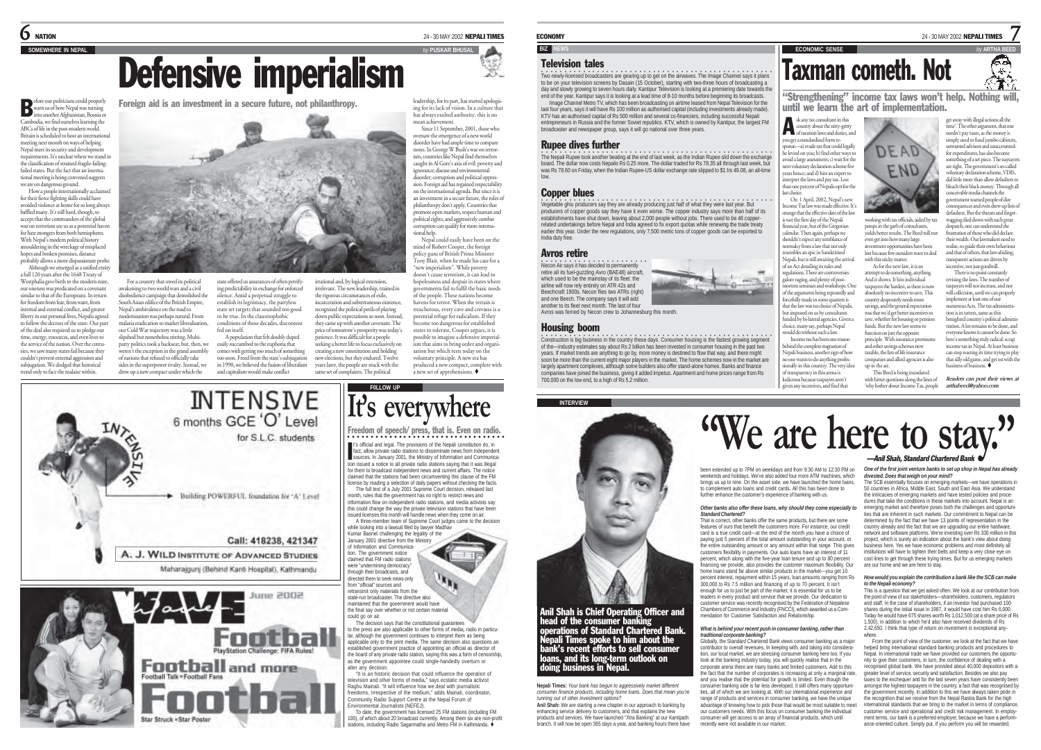## SOMEWHERE IN NEPAL

*by PUSKAR BHUSAL*

# Defensive imperialism

**Foreign aid is an investment in a secure future, not philanthropy.**

Before our politicians could properly warn us of how Nepal was turning into another Afghanistan, Bosnia or Cambodia, we find ourselves learning the ABCs of life in the post-modern world. Britain is scheduled to host an international meeting next month on ways of helping Nepal meet its security and development requirements. It's unclear where we stand in the classification of strained-fragile-failing-failed states. But the fact that an international meeting is being convened suggests we are on dangerous ground.

How a people internationally acclaimed for their fierce fighting skills could have avoided violence at home for so long always baffled many. It's still hard, though, to accept that the commanders of the global war on terrorism see us as a potential haven for hate mongers from both hemispheres. With Nepal's modern political history smouldering in the wreckage of misplaced hopes and broken promises, distance probably allows a more dispassionate probe.

Although we emerged as a unified entity a full 120 years after the 1648 Treaty of Westphalia gave birth to the modern state, our oneness was predicated on a covenant similar to that of the Europeans. In return for freedom from fear, from want, from internal and external conflict, and greater liberty in our personal lives, Nepalis agreed to follow the decrees of the state. Our part of the deal also required us to pledge our time, energy, resources, and even lives to the service of the nation. Over the centuries, we saw many states fail because they couldn't prevent external aggression and subjugation. We dodged that historical trend only to face the malaise within.

For a country that owed its political awakening to two world wars and a civil disobedience campaign that demolished the South Asian edifice of the British Empire, Nepal's ambivalence on the road to modernisation was perhaps natural. From malaria eradication to market liberalisation, our Cold War trajectory was a little slipshod but nonetheless stirring. Multi-party politics took a backseat, but, then, we weren't the exception in the grand assembly of nations that refused to officially take sides in the superpower rivalry. Instead, we drew up a new compact under which the state offered us assurances of often petrifying predictability in exchange for enforced silence. Amid a perpetual struggle to establish its legitimacy, the partyless state set targets that sounded too good to be true. In the claustrophobic conditions of those decades, discontent fed on itself.

A population that felt doubly duped easily succumbed to the euphoria that comes with getting too much of something too soon. Freed from the state's subjugation in 1990, we believed the fusion of liberalism and capitalism would make conflict irrational and, by logical extension, irrelevant. The new leadership, trained in the rigorous circumstances of exile, incarceration and subterraneous existence, recognised the political perils of playing down public expectations so soon. Instead, they came up with another covenant. The price of tomorrow's prosperity was today's patience. It was difficult for a people seeking a better life to focus exclusively on creating a new constitution and holding new elections, but they endured. Twelve years later, the people are stuck with the same set of complaints. The political leadership, for its part, has started apologising for its lack of vision. In a culture that has always exalted authority, this is no mean achievement.

Since 11 September, 2001, those who oversaw the emergence of a new world disorder have had ample time to compare notes. In George W Bush's war on terrorism, countries like Nepal find themselves caught in Al Gore's axis of evil: poverty and ignorance; disease and environmental disorder; corruption and political oppression. Foreign aid has regained respectability on the international agenda. But since it is an investment in a secure future, the rules of philanthropy don't apply. Countries that promote open markets, respect human and political rights, and aggressively combat corruption can qualify for more international help.

Nepal could easily have been on the mind of Robert Cooper, the foreign policy guru of British Prime Minister Tony Blair, when he made his case for a "new imperialism". While poverty doesn't cause terrorism, it can lead to hopelessness and despair in states where governments fail to fulfil the basic needs of the people. These nations become havens for terror. "When the terrain is treacherous, every cave and crevasse is a potential refuge for radicalism. If they become too dangerous for established states to tolerate, Cooper argues, it is possible to imagine a defensive imperialism that aims to bring order and organisation but which rests today on the voluntary principle. A new era has produced a new compact, complete with a new set of apprehensions. ♦

---

**INTENSIVE**
6 months GCE 'O' Level
for S.L.C. students

Building POWERFUL foundation for 'A' Level

Call: 418238, 421347

A. J. WILD INSTITUTE OF ADVANCED STUDIES
Maharajgunj (Behind Kanti Hospital), Kathmandu

---

WAVE June 2002
Football PlayStation Challenge: FIFA Rules!
Football and more
Football Talk • Football Fans
Star Struck • Star Poster

---

## FOLLOW UP

# It's everywhere

**Freedom of speech/ press, that is. Even on radio.**

It's official and legal. The provisions of the Nepali constitution do, in fact, allow private radio stations to disseminate news from independent sources. In January 2001, the Ministry of Information and Communication issued a notice to all private radio stations saying that it was illegal for them to broadcast independent news and current affairs. The notice claimed that the stations had been circumventing this clause of the FM license by reading a selection of daily papers without checking the facts.

The full text of a July 2001 Supreme Court decision, released last month, rules that the government has no right to restrict news and information flow on independent radio stations, and media activists say this could change the way the private television stations that have been issued licenses this month will handle news when they come on air.

A three-member team of Supreme Court judges came to the decision while looking into a lawsuit filed by lawyer Madhav Kumar Basnet challenging the legality of the January 2001 directive from the Ministry of Information and Communication. The government notice claimed that FM radio stations were "undermining democracy" through their broadcasts, and directed them to seek news only from "official" sources and retransmit only materials from the state-run broadcaster. The directive also maintained that the government would have the final say over whether or not certain material could go on air.

The decision says that the constitutional guarantees to the press are also applicable to other forms of media, radio in particular, although the government continues to interpret them as being applicable only to the print media. The same decision also questions an established government practice of appointing an official as director of the board of any private radio station, saying this was a form of censorship, as the government appointee could single-handedly overturn or alter any decision.

"It is an historic decision that could influence the operation of television and other forms of media," says ecstatic media activist Raghu Mainali. "It will influence how we deal with journalistic freedoms, irrespective of the medium," adds Mainali, coordinator, Community Radio Support Centre at the Nepal Forum of Environmental Journalists (NEFEJ).

To date, the government has licensed 25 FM stations (including FM 100), of which about 20 broadcast currently. Among them six are non-profit stations, including Radio Sagarmatha and Metro FM in Kathmandu. ♦

---

## ECONOMY

### BIZ NEWS

### Television tales

Two newly-licensed broadcasters are gearing up to get on the airwaves. The Image Channel says it plans to be on your television screens by Dasain (15 October), starting with two-three hours of broadcasting a day and slowly growing to seven hours daily. Kantipur Television is looking at a premiering date towards the end of the year. Kantipur says it is looking at a lead time of 8-10 months before beginning its broadcasts.

Image Channel Metro TV, which has been broadcasting on airtime leased from Nepal Television for the last four years, says it will have Rs 100 million as authorised capital (including investments already made). KTV has an authorised capital of Rs 500 million and several co-financiers, including successful Nepali entrepreneurs in Russia and the former Soviet republics. KTV, which is owned by Kantipur, the largest FM broadcaster and newspaper group, says it will go national over three years.

### Rupee dives further

The Nepali Rupee took another beating at the end of last week, as the Indian Rupee slid down the exchange board. The dollar now costs Nepalis Rs 0.25 more. The dollar traded for Rs 78.35 all through last week, but was Rs 78.60 on Friday, when the Indian Rupee-US dollar exchange rate slipped to $1:Rs 49.08, an all-time low.

### Copper blues

Vegetable ghiu producers say they are already producing just half of what they were last year. But producers of copper goods say they have it even worse. The copper industry says more than half of its establishments have shut down, leaving about 2,000 people without jobs. There used to be 46 copper-related undertakings before Nepal and India agreed to fix export quotas while renewing the trade treaty earlier this year. Under the new regulations, only 7,500 metric tons of copper goods can be exported to India duty free.

### Avros retire

Necon Air says it has decided to permanently retire all its fuel-guzzling Avro (BAE48) aircraft, which used to be the mainstay of its fleet. the airline will now rely entirely on ATR 42s and Beechcraft 1900s. Necon flies two ATRs (right) and one Beech. The company says it will add another to its fleet next month. The last of four Avros was ferried by Necon crew to Johannesburg this month.

### Housing boom

Construction is big business in the country these days. Consumer housing is the fastest growing segment of the—industry estimates say about Rs 2 billion has been invested in consumer housing in the past two years. If market trends are anything to go by, more money is destined to flow that way, and there might soon be more than the current eight major players in the market. The home schemes now in the market are largely apartment complexes, although some builders also offer stand-alone homes. Banks and finance companies have joined the business, giving it added impetus. Apartment and home prices range from Rs 700,000 on the low end, to a high of Rs 5.2 million.

---

## ECONOMIC SENSE

*by ARTHA BEED*

# Taxman cometh. Not

**"Strengthening" income tax laws won't help. Nothing will, until we learn the art of implementation.**

Ask any tax consultant in this country about the nitty-gritty of taxation laws and duties, and you get a standardised form response—a) evade tax that could legally be levied on you; b) find other ways to avoid a large assessment; c) wait for the next voluntary declaration scheme five years hence; and d) hire an expert to interpret the laws and pay tax. Less than one percent of Nepalis opt for the last choice.

On 1 April, 2002, Nepal's new Income Tax law was made effective. It's strange that the effective date of the law is not the first day of the Nepali financial year, but of the Gregorian calendar. Then again, perhaps we shouldn't expect any semblance of normalcy from a law that not only resembles an epic in Sanskritised Nepali, but is still awaiting the arrival of an Act detailing its rules and regulations. There are controversies galore raging, and plenty of post-mortem seminars and workshops. One of the arguments being repeatedly and forcefully made in some quarters is that the law was no choice of Nepalis, but imposed on us by consultants funded by bi-lateral agencies. Given a choice, many say, perhaps Nepal would do without such a law.

Income tax has been one reason behind the complete stagnation of Nepali business, another sign of how no-one wants to do anything professionally in this country. The very idea of transparency in this arena is ludicrous because taxpayers aren't given any incentives, and find that working with tax officials, aided by tax pimps in the garb of consultants, yields better results. The Beed will not even get into how many large investment opportunities have been lost because few outsiders want to deal with this sticky matter.

As for the new law, it is an attempt to do something, anything. And it shows. It hits individual taxpayers the hardest, as there is now absolutely no incentive to save. This country desperately needs more savings, and the general expectation was that we'd get better incentives to save, whether for housing or pension funds. But the new law seems to function on just the opposite principle. With insurance premiums and other savings schemes now taxable, the fate of life insurance companies and allied agencies is also up in the air.

This Beed is being inundated with bitter questions along the lines of 'why bother about Income Tax, people get away with illegal actions all the time'. The other argument, that one needn't pay taxes, as the money is simply used to fund jumbo cabinets, unwanted advisors and unaccounted-for expenditures, has also become something of a set piece. The naysayers are right. The government's so-called voluntary declaration scheme, VDIS, did little more than allow defaulters to bleach their black money. Through all conceivable media channels the government warned people of dire consequences and even drew up lists of defaulters. But the threats and finger-wagging died down with such great despatch, one can understand the frustration of those who did declare their wealth. Our lawmakers need to realise, to guide their own behaviour and that of others, that law-abiding, transparent actions are driven by incentive, not just goodwill.

There is no point constantly revising the laws. The number of taxpayers will not increase, and nor will collection, until we can properly implement at least one of our numerous Acts. The tax administration is in tatters, same as this benighted country's political administration. A lot remains to be done, and everyone knows it cannot be done. So here's something truly radical: scrap income tax in Nepal. At least business can stop wasting its time trying to play that silly old game, and get on with the business of business. ♦

*Readers can post their views at arthabeed@yahoo.com*

---

## INTERVIEW

# "We are here to stay."

**—Anil Shah, Standard Chartered Bank**

**Anil Shah is Chief Operating Officer and head of the consumer banking operations of Standard Chartered Bank. Nepali Times spoke to him about the bank's recent efforts to sell consumer loans, and its long-term outlook on doing business in Nepal.**

**Nepali Times:** *Your bank has begun to aggressively market different consumer finance products, including home loans. Does that mean you're running out of other investment options?*

**Anil Shah:** We are starting a new chapter in our approach to banking by enhancing service delivery to customers, and that explains the new products and services. We have launched "Xtra Banking" at our Kantipath branch. It will now be open 365 days a year, and banking hours there have been extended up to 7PM on weekdays and from 9:30 AM to 12:30 PM on weekends and holidays. We've also added four more ATM machines, which brings us up to nine. On the asset side, we have launched the home loans, to complement auto loans and credit cards. All this has been done to further enhance the customer's experience of banking with us.

***Other banks also offer these loans, why should they come especially to Standard Chartered?***

That is correct, other banks offer the same products, but there are some features of ours that benefit the customers more. For instance, our credit card is a true credit card—at the end of the month you have a choice of paying just 5 percent of the total amount outstanding in your account, or the entire outstanding amount or any amount within that range. This gives customers flexibility in payments. Our auto loans have an interest of 11 percent, which along with the five-year loan tenure and up to 80 percent financing we provide, also provides the customer maximum flexibility. Our home loans stand far above similar products in the market—you get 10 percent interest, repayment within 15 years, loan amounts ranging from Rs 300,000 to Rs 7.5 million and financing of up to 70 percent. It isn't enough for us to just be part of the market, it is essential for us to be leaders in every product and service that we provide. Our dedication to customer service was recently recognised by the Federation of Nepalese Chambers of Commerce and Industry (FNCCI), which awarded us a Commendation for Customer Satisfaction and Relationship.

***What is behind your recent push in consumer banking, rather than traditional corporate banking?***

Globally, the Standard Chartered Bank views consumer banking as a major contributor to overall revenues. In keeping with, and taking into consideration, our local market, we are stressing consumer banking here too. If you look at the banking industry today, you will quickly realise that in the corporate arena there are many banks and limited customers. Add to this the fact that the number of corporates is increasing at only a marginal rate, and you realise that the potential for growth is limited. Even though the consumer banking side is far less developed, it still offers many opportunities, all of which we are looking at. With our international experience and range of products and services in consumer banking, we have the unique advantage of knowing how to pick those that would be most suitable to meet our customers needs. With this focus on consumer banking the individual consumer will get access to an array of financial products, which until recently were not available in our market.

***One of the first joint venture banks to set up shop in Nepal has already divested. Does that weigh on your mind?***

The SCB essentially focuses on emerging-markets—we have operations in 50 countries in Africa, Middle East, South and East Asia. We understand the intricacies of emerging markets and have tested policies and procedures that take the conditions in these markets into account. Nepal is an emerging market and therefore poses both the challenges and opportunities that are inherent to such markets. Our commitment to Nepal can be determined by the fact that we have 13 points of representation in the country already and the fact that we are upgrading our entire hardware, network and software platforms. We're investing over Rs 330 million in this project, which is surely an indication about the bank's view about doing business here. Yes we have economic problems and most definitely all institutions will have to tighten their belts and keep a very close eye on cost lines to get through these trying times. But for us emerging markets are our home and we are here to stay.

***How would you explain the contribution a bank like the SCB can make to the Nepali economy?***

This is a question that we get asked often. We look at our contribution from the point of view of our stakeholders—shareholders, customers, regulators and staff. In the case of shareholders, if an investor had purchased 100 shares during the initial issue in 1987, it would have cost Rs 6,000. Today he would have 675 shares worth Rs 1,012,500 (at a share price of Rs 1,500), in addition to which he'd also have received dividends of Rs 2,42,650. I think that type of return on investment is exceptional anywhere.

From the point of view of the customer, we look at the fact that we have helped bring international standard banking products and procedures to Nepal. In international trade we have provided our customers the opportunity to give their customers, in turn, the confidence of dealing with a recognised global bank. We have provided about 40,000 depositors with a greater level of service, security and satisfaction. Besides we also pay taxes to the exchequer and for the last seven years have consistently been amongst the highest taxpayers in the country, a fact that was recognised by the government recently. In addition to this we have always taken pride in the recognition that we receive from the Nepal Rastra Bank for the high international standards that we bring to the market in terms of compliance, customer service and operational and credit risk management. In employment terms, our bank is a preferred employer, because we have a performance-oriented culture. Simply put, if you perform you will be rewarded.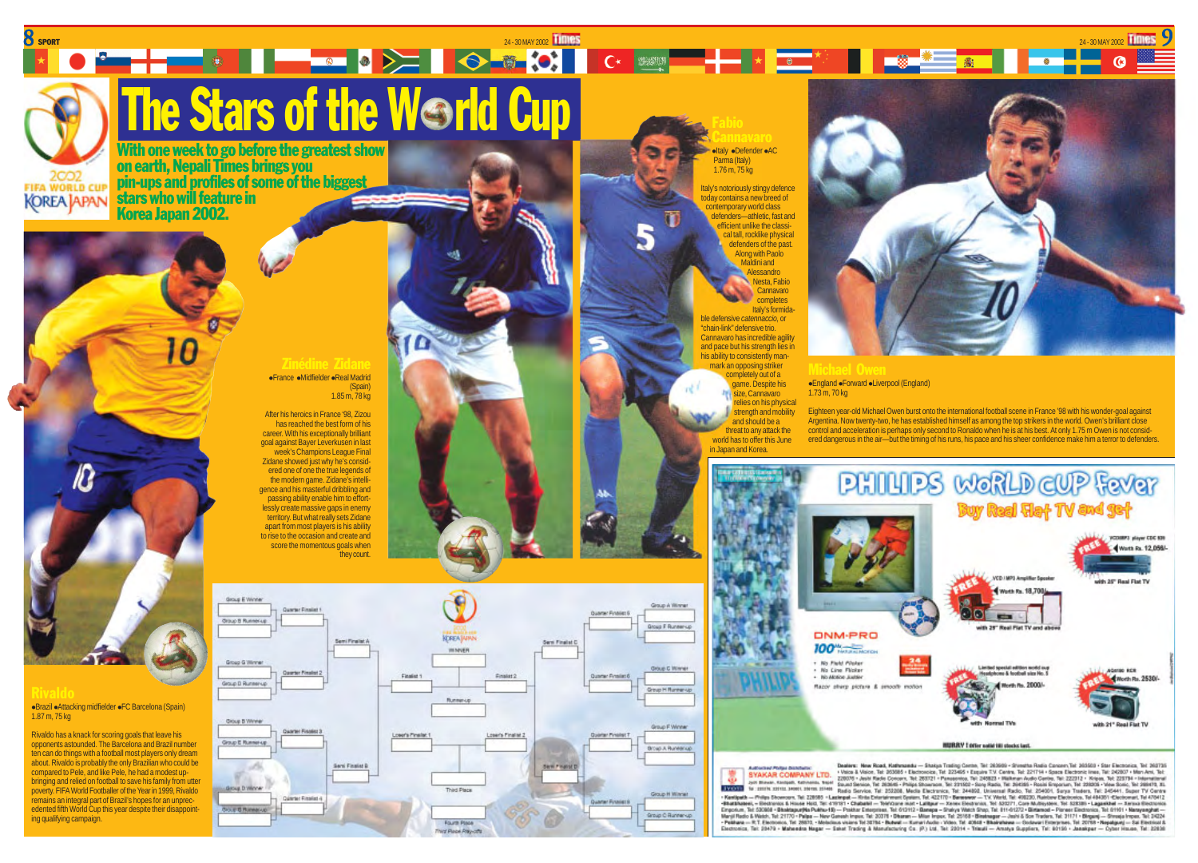# The Stars of the World Cup

**With one week to go before the greatest show on earth, Nepali Times brings you pin-ups and profiles of some of the biggest stars who will feature in Korea Japan 2002.**

## Zinédine Zidane

•France •Midfielder •Real Madrid (Spain)
1.85 m, 78 kg

After his heroics in France '98, Zizou has reached the best form of his career. With his exceptionally brilliant goal against Bayer Leverkusen in last week's Champions League Final Zidane showed just why he's considered one of one the true legends of the modern game. Zidane's intelligence and his masterful dribbling and passing ability enable him to effortlessly create massive gaps in enemy territory. But what really sets Zidane apart from most players is his ability to rise to the occasion and create and score the momentous goals when they count.

## Fabio Cannavaro

•Italy •Defender •AC Parma (Italy)
1.76 m, 75 kg

Italy's notoriously stingy defence today contains a new breed of contemporary world class defenders—athletic, fast and efficient unlike the classical tall, rocklike physical defenders of the past. Along with Paolo Maldini and Alessandro Nesta, Fabio Cannavaro completes Italy's formidable defensive *catennaccio*, or "chain-link" defensive trio. Cannavaro has incredible agility and pace but his strength lies in his ability to consistently man-mark an opposing striker completely out of a game. Despite his size, Cannavaro relies on his physical strength and mobility and should be a threat to any attack the world has to offer this June in Japan and Korea.

## Michael Owen

•England •Forward •Liverpool (England)
1.73 m, 70 kg

Eighteen year-old Michael Owen burst onto the international football scene in France '98 with his wonder-goal against Argentina. Now twenty-two, he has established himself as among the top strikers in the world. Owen's brilliant close control and acceleration is perhaps only second to Ronaldo when he is at his best. At only 1.75 m Owen is not considered dangerous in the air—but the timing of his runs, his pace and his sheer confidence make him a terror to defenders.

## Rivaldo

•Brazil •Attacking midfielder •FC Barcelona (Spain)
1.87 m, 75 kg

Rivaldo has a knack for scoring goals that leave his opponents astounded. The Barcelona and Brazil number ten can do things with a football most players only dream about. Rivaldo is probably the only Brazilian who could be compared to Pele, and like Pele, he had a modest upbringing and relied on football to save his family from utter poverty. FIFA World Footballer of the Year in 1999, Rivaldo remains an integral part of Brazil's hopes for an unprecedented fifth World Cup this year despite their disappointing qualifying campaign.

Group E Winner — Group B Runner-up — Quarter Finalist 1 — Semi Finalist A
Group G Winner — Group D Runner-up — Quarter Finalist 2
Group B Winner — Group E Runner-up — Quarter Finalist 3 — Semi Finalist B
Group D Winner — Group G Runner-up — Quarter Finalist 4
Finalist 1 — WINNER — Finalist 2 — Runner-up
Loser's Finalist 1 — Loser's Finalist 2 — Third Place — Fourth Place — Third Place Play-offs
Group A Winner — Group F Runner-up — Quarter Finalist 5 — Semi Finalist C
Group C Winner — Group H Runner-up — Quarter Finalist 6
Group F Winner — Group A Runner-up — Quarter Finalist 7 — Semi Finalist D
Group H Winner — Group C Runner-up — Quarter Finalist 8

## PHILIPS WoRLD CUP Fever

Buy Real Flat TV and get

FREE VCD/MP3 player CDC 935 Worth Rs. 12,050/- with 25" Real Flat TV

FREE VCD / MP3 Amplifier Speaker Worth Rs. 18,700/- with 29" Real Flat TV and above

DNM-PRO 100Hz
- No Field Flicker
- No Line Flicker
- No Motion Judder

Razor sharp picture & smooth motion

FREE Limited special edition world cup Headphones & football size No. 5 Worth Rs. 2000/- with Normal TVs

FREE AQ5130 RCR Worth Rs. 2530/- with 21" Real Flat TV

HURRY ! (offer valid till stocks last)

Authorised Philips Distributor: SYAKAR COMPANY LTD.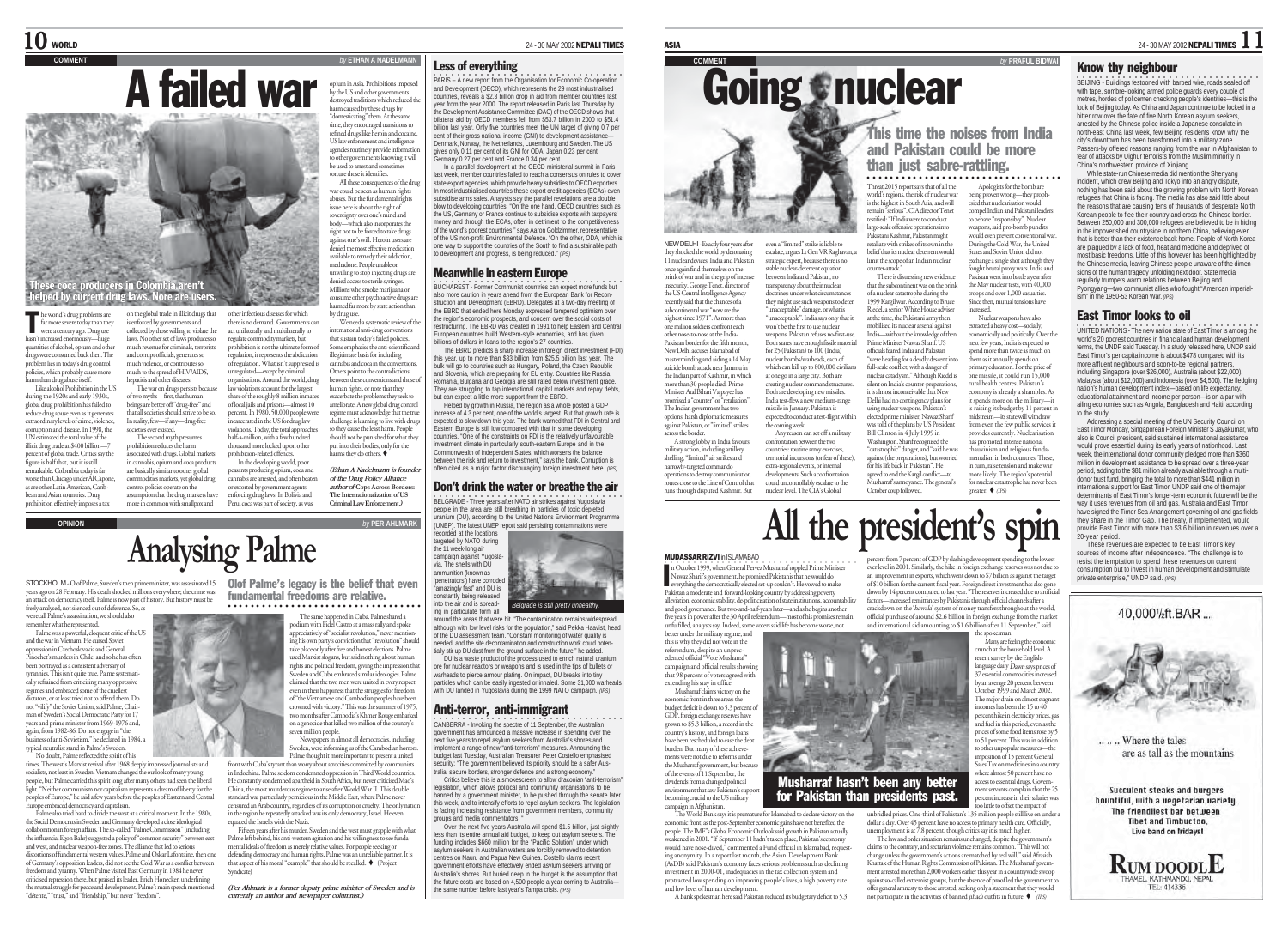COMMENT by ETHAN A NADELMANN

# A failed war

**These coca producers in Colombia aren't helped by current drug laws. Nore are users.**

The world's drug problems are far more severe today than they were a century ago. Drug use hasn't increased enormously—huge quantities of alcohol, opium and other drugs were consumed back then. The problem lies in today's drug control policies, which probably cause more harm than drug abuse itself.

Like alcohol Prohibition in the US during the 1920s and early 1930s, global drug prohibition has failed to reduce drug abuse even as it generates extraordinary levels of crime, violence, corruption and disease. In 1998, the UN estimated the total value of the illicit drug trade at $400 billion—7 percent of global trade. Critics say the figure is half that, but it is still remarkable. Colombia today is far worse than Chicago under Al Capone, as are other Latin American, Caribbean and Asian countries. Drug prohibition effectively imposes a tax on the global trade in illicit drugs that is enforced by governments and collected by those willing to violate the laws. No other set of laws produces so much revenue for criminals, terrorists and corrupt officials, generates so much violence, or contributes so much to the spread of HIV/AIDS, hepatitis and other diseases.

The war on drugs persists because of two myths—first, that human beings are better off "drug-free" and that all societies should strive to be so. In reality, few—if any—drug-free societies ever existed.

The second myth presumes prohibition reduces the harm associated with drugs. Global markets in cannabis, opium and coca products are basically similar to other global commodities markets, yet global drug control policies operate on the assumption that the drug markets have more in common with smallpox and other infectious diseases for which there is no demand. Governments can act unilaterally and multilaterally to regulate commodity markets, but prohibition is not the ultimate form of regulation, it represents the abdication of regulation. What isn't suppressed is unregulated—except by criminal organisations. Around the world, drug law violations account for the largest share of the roughly 8 million inmates of local jails and prisons—almost 10 percent. In 1980, 50,000 people were incarcerated in the US for drug law violations. Today, the total approaches half-a-million, with a few hundred thousand more locked up on other prohibition-related offences.

In the developing world, poor peasants producing opium, coca and cannabis are arrested, and often beaten or extorted by government agents enforcing drug laws. In Bolivia and Peru, coca was part of society, as was opium in Asia. Prohibitions imposed by the US and other governments destroyed traditions which reduced the harm caused by these drugs by "domesticating" them. At the same time, they encouraged transitions to refined drugs like heroin and cocaine. US law enforcement and intelligence agencies routinely provide information to other governments knowing it will be used to arrest and sometimes torture those it identifies.

All these consequences of the drug war could be seen as human rights abuses. But the fundamental rights issue here is about the right of sovereignty over one's mind and body—which also incorporates the right not to be forced to take drugs against one's will. Heroin users are denied the most effective medication available to remedy their addiction, methadone. People unable or unwilling to stop injecting drugs are denied access to sterile syringes. Millions who smoke marijuana or consume other psychoactive drugs are harmed far more by state action than by drug use.

We need a systematic review of the international anti-drug conventions that sustain today's failed policies. Some emphasise the anti-scientific and illegitimate basis for including cannabis and coca in the conventions. Others point to the contradictions between these conventions and those of human rights, or note that they exacerbate the problems they seek to ameliorate. A new global drug control regime must acknowledge that the true challenge is learning to live with drugs so they cause the least harm. People should not be punished for what they put into their bodies, only for the harms they do others. ♦

*(Ethan A Nadelmann is founder of the Drug Policy Alliance author of* Cops Across Borders: The Internationalization of US Criminal Law Enforcement.*)*

## Less of everything

PARIS – A new report from the Organisation for Economic Co-operation and Development (OECD), which represents the 29 most industrialised countries, reveals a $2.3 billion drop in aid from member countries last year from the year 2000. The report released in Paris last Thursday by the Development Assistance Committee (DAC) of the OECD shows that bilateral aid by OECD members fell from $53.7 billion in 2000 to $51.4 billion last year. Only five countries meet the UN target of giving 0.7 per cent of their gross national income (GNI) to development assistance—Denmark, Norway, the Netherlands, Luxembourg and Sweden. The US gives only 0.11 per cent of its GNI for ODA, Japan 0.23 per cent, Germany 0.27 per cent and France 0.34 per cent.

In a parallel development at the OECD ministerial summit in Paris last week, member countries failed to reach a consensus on rules to cover state export agencies, which provide heavy subsidies to OECD exporters. In most industrialised countries these export credit agencies (ECAs) even subsidise arms sales. Analysts say the parallel revelations are a double blow to developing countries. "On the one hand, OECD countries such as the US, Germany or France continue to subsidise exports with taxpayers' money and through the ECAs, often in detriment to the competitiveness of the world's poorest countries," says Aaron Goldzimmer, representative of the US non-profit Environmental Defence. "On the other, ODA, which is one way to support the countries of the South to find a sustainable path to development and progress, is being reduced." (IPS)

## Meanwhile in eastern Europe

BUCHAREST - Former Communist countries can expect more funds but also more caution in years ahead from the European Bank for Reconstruction and Development (EBRD). Delegates at a two-day meeting of the EBRD that ended here Monday expressed tempered optimism over the region's economic prospects, and concern over the social costs of restructuring. The EBRD was created in 1991 to help Eastern and Central European countries build Western-style economies, and has given billions of dollars in loans to the region's 27 countries.

The EBRD predicts a sharp increase in foreign direct investment (FDI) this year, up to more than $33 billion from $25.5 billion last year. The bulk will go to countries such as Hungary, Poland, the Czech Republic and Slovenia, which are preparing for EU entry. Countries like Russia, Romania, Bulgaria and Georgia are still rated below investment grade. They are struggling to tap international capital markets and repay debts, but can expect a little more support from the EBRD.

Helped by growth in Russia, the region as a whole posted a GDP increase of 4.3 per cent, one of the world's largest. But that growth rate is expected to slow down this year. The bank warned that FDI in Central and Eastern Europe is still low compared with that in some developing countries. "One of the constraints on FDI is the relatively unfavourable investment climate in particularly south-eastern Europe and in the Commonwealth of Independent States, which worsens the balance between the risk and return to investment," says the bank. Corruption is often cited as a major factor discouraging foreign investment here. (IPS)

## Don't drink the water or breathe the air

BELGRADE - Three years after NATO air strikes against Yugoslavia people in the area are still breathing in particles of toxic depleted uranium (DU), according to the United Nations Environment Programme (UNEP). The latest UNEP report said persisting contaminations were recorded at the locations targeted by NATO during the 11 week-long air campaign against Yugoslavia. The shells with DU ammunition (known as 'penetrators') have corroded "amazingly fast" and DU is constantly being released into the air and is spreading in particular form all around the areas that were hit. "The contamination remains widespread, although with low level risks for the population," said Pekka Haavisto, head of the DU assessment team. "Constant monitoring of water quality is needed, and the site decontamination and construction work could potentially stir up DU dust from the ground surface in the future," he added. DU is a waste product of the process used to enrich natural uranium ore for nuclear reactors or weapons and is used in the tips of bullets or warheads to pierce armour plating. On impact, DU breaks into tiny particles which can be easily ingested or inhaled. Some 31,000 warheads with DU landed in Yugoslavia during the 1999 NATO campaign. (IPS)

*Belgrade is still pretty unhealthy.*

## Anti-terror, anti-immigrant

CANBERRA - Invoking the spectre of 11 September, the Australian government has announced a massive increase in spending over the next five years to repel asylum seekers from Australia's shores and implement a range of new "anti-terrorism" measures. Announcing the budget last Tuesday, Australian Treasurer Peter Costello emphasised security: "The government believed its priority should be a safer Australia, secure borders, stronger defence and a strong economy."

Critics believe this is a smokescreen to allow draconian "anti-terrorism" legislation, which allows political and community organisations to be banned by a government minister, to be pushed through the senate later this week, and to intensify efforts to repel asylum seekers. The legislation is facing increasing resistance from government members, community groups and media commentators.

Over the next five years Australia will spend $1.5 billion, just slightly less than its entire annual aid budget, to keep out asylum seekers. The funding includes $660 million for the "Pacific Solution" under which asylum seekers in Australian waters are forcibly removed to detention centres on Nauru and Papua New Guinea. Costello claims recent government efforts have effectively ended asylum seekers arriving on Australia's shores. But buried deep in the budget is the assumption that the future costs are based on 4,500 people a year coming to Australia—the same number before last year's Tampa crisis. (IPS)

OPINION by PER AHLMARK

# Analysing Palme

**Olof Palme's legacy is the belief that even fundamental freedoms are relative.**

STOCKHOLM - Olof Palme, Sweden's then prime minister, was assassinated 15 years ago on 28 February. His death shocked millions everywhere; the crime was an attack on democracy itself. Palme is now part of history. But history must be freely analysed, not silenced out of deference. So, as we recall Palme's assassination, we should also remember what he represented.

Palme was a powerful, eloquent critic of the US and the war in Vietnam. He cursed Soviet oppression in Czechoslovakia and General Pinochet's murders in Chile, and so he has often been portrayed as a consistent adversary of tyrannies. This isn't quite true. Palme systematically refrained from criticising many oppressive regimes and embraced some of the cruellest dictators, or at least tried not to offend them. Do not "vilify" the Soviet Union, said Palme, Chairman of Sweden's Social Democratic Party for 17 years and prime minister from 1969-1976 and, again, from 1982-86. Do not engage in "the business of anti-Sovietism," he declared in 1984, a typical neutralist stand in Palme's Sweden.

No doubt, Palme reflected the spirit of his times. The west's Marxist revival after 1968 deeply impressed journalists and socialists, not least in Sweden. Vietnam changed the outlook of many young people, but Palme carried this spirit long after many others had seen the liberal light. "Neither communism nor capitalism represents a dream of liberty for the peoples of Europe," he said a few years before the peoples of Eastern and Central Europe embraced democracy and capitalism.

Palme also tried hard to divide the west at a critical moment. In the 1980s, the Social Democrats in Sweden and Germany developed a close ideological collaboration in foreign affairs. The so-called "Palme Commission" (including the influential Egon Bahr) suggested a policy of "common security" between east and west, and nuclear weapon-free zones. The alliance that led to serious distortions of fundamental western values. Palme and Oskar Lafontaine, then one of Germany's opposition leaders, did not see the Cold War as a conflict between freedom and tyranny. When Palme visited East Germany in 1984 he never criticised repression there, but praised its leader, Erich Honecker, underlining the mutual struggle for peace and development. Palme's main speech mentioned "détente," "trust," and "friendship," but never "freedom".

The same happened in Cuba. Palme shared a podium with Fidel Castro at a mass rally and spoke appreciatively of "socialist revolution," never mentioning his own party's conviction that "revolution" should take place only after free and honest elections. Palme used Marxist slogans, but said nothing about human rights and political freedom, giving the impression that Sweden and Cuba embraced similar ideologies. Palme claimed that the two men were united in every respect, even in their happiness that the struggles for freedom of "the Vietnamese and Cambodian peoples have been crowned with victory." This was the summer of 1975, two months after Cambodia's Khmer Rouge embarked on a genocide that killed two million of the country's seven million people.

Newspapers in almost all democracies, including Sweden, were informing us of the Cambodian horrors. Palme thought it more important to present a united front with Cuba's tyrant than worry about atrocities committed by communists in Indochina. Palme seldom condemned oppression in Third World countries. He constantly condemned apartheid in South Africa, but never criticised Mao's China, the most murderous regime to arise after World War II. This double standard was particularly pernicious in the Middle East, where Palme never censured an Arab country, regardless of its corruption or cruelty. The only nation in the region he repeatedly attacked was its only democracy, Israel. He even equated the Israelis with the Nazis.

Fifteen years after his murder, Sweden and the west must grapple with what Palme left behind, his anti-western agitation and his willingness to see fundamental ideals of freedom as merely relative values. For people seeking or defending democracy and human rights, Palme was an unreliable partner. It is that aspect of his moral "example" that should be recalled. ♦ (Project Syndicate)

*(Per Ahlmark is a former deputy prime minister of Sweden and is currently an author and newspaper columnist.)*

COMMENT by PRAFUL BIDWAI

# Going nuclear

**This time the noises from India and Pakistan could be more than just sabre-rattling.**

NEW DELHI - Exactly four years after they shocked the world by detonating 11 nuclear devices, India and Pakistan once again find themselves on the brink of war and in the grip of intense insecurity. George Tenet, director of the US Central Intelligence Agency recently said that the chances of a subcontinental war "now are the highest since 1971". As more than one million soldiers confront each other nose-to-nose at the India-Pakistan border for the fifth month, New Delhi accuses Islamabad of masterminding and aiding a 14 May suicide bomb attack near Jammu in the Indian part of Kashmir, in which more than 30 people died. Prime Minister Atal Bihari Vajpayee has promised a "counter" or "retaliation". The Indian government has two options: harsh diplomatic measures against Pakistan, or "limited" strikes across the border.

A strong lobby in India favours military action, including artillery shelling, "limited" air strikes and narrowly-targeted commando operations to destroy communication routes close to the Line of Control that runs through disputed Kashmir. But even a "limited" strike is liable to escalate, argues Lt Gen VR Raghavan, a strategic expert, because there is no stable nuclear-deterrent equation between India and Pakistan, no transparency about their nuclear doctrines: under what circumstances they might use such weapons to deter "unacceptable" damage, or what is "unacceptable". India says only that it won't be the first to use nuclear weapons. Pakistan refuses no-first-use. Both states have enough fissile material for 25 (Pakistan) to 100 (India) nuclear bombs or warheads, each of which can kill up to 800,000 civilians at one go in a large city. Both are creating nuclear command structures. Both are developing new missiles. India test-flew a new medium-range missile in January. Pakistan is expected to conduct a test-flight within the coming week.

Any reason can set off a military confrontation between the two countries: routine army exercises, territorial incursions (or fear of these), extra-regional events, or internal developments. Such a confrontation could uncontrollably escalate to the nuclear level. The CIA's Global Threat 2015 report says that of all the world's regions, the risk of nuclear war is the highest in South Asia, and will remain "serious". CIA director Tenet testified: "If India were to conduct large-scale offensive operations into Pakistani Kashmir, Pakistan might retaliate with strikes of its own in the belief that its nuclear deterrent would limit the scope of an Indian nuclear counter-attack."

There is distressing new evidence that the subcontinent was on the brink of a nuclear catastrophe during the 1999 Kargil war. According to Bruce Riedel, a senior White House adviser at the time, the Pakistani army then mobilised its nuclear arsenal against India—without the knowledge of then Prime Minister Nawaz Sharif. US officials feared India and Pakistan "were heading for a deadly descent into full-scale conflict, with a danger of nuclear cataclysm." Although Riedel is silent on India's counter-preparations, it is almost inconceivable that New Delhi had no contingency plans for using nuclear weapons. Pakistan's elected prime minister, Nawaz Sharif was told of the plans by US President Bill Clinton on 4 July 1999 in Washington. Sharif recognised the "catastrophic" danger, and "said he was against [the preparations], but worried for his life back in Pakistan". He agreed to end the Kargil conflict—to Musharraf's annoyance. The general's October coup followed.

Apologists for the bomb are being proven wrong—they prophesied that nuclearisation would compel Indian and Pakistani leaders to behave "responsibly". Nuclear weapons, said pro-bomb pundits, would even prevent conventional war. During the Cold War, the United States and Soviet Union did not exchange a single shot although they fought brutal proxy wars. India and Pakistan went into battle a year after the May nuclear tests, with 40,000 troops and over 1,000 casualties. Since then, mutual tensions have increased.

Nuclear weapons have also extracted a heavy cost—socially, economically and politically. Over the next few years, India is expected to spend more than twice as much on them as it annually spends on primary education. For the price of one missile, it could run 15,000 rural health centres. Pakistan's economy is already a shambles. As it spends more on the military—it is raising its budget by 11 percent in midstream—its state will withdraw from even the few public services it provides currently. Nuclearisation has promoted intense national chauvinism and religious fundamentalism in both countries. These, in turn, raise tension and make war more likely. The region's potential for nuclear catastrophe has never been greater. ♦ (IPS)

## Know thy neighbour

BEIJING - Buildings festooned with barbed wire, roads sealed off with tape, sombre-looking armed police guards every couple of metres, hordes of policemen checking people's identities—this is the look of Beijing today. As China and Japan continue to be locked in a bitter row over the fate of five North Korean asylum seekers, arrested by the Chinese police inside a Japanese consulate in north-east China last week, few Beijing residents know why the city's downtown has been transformed into a military zone. Passers-by offered reasons ranging from the war in Afghanistan to fear of attacks by Uighur terrorists from the Muslim minority in China's northwestern province of Xinjiang.

While state-run Chinese media did mention the Shenyang incident, which drew Beijing and Tokyo into an angry dispute, nothing has been said about the growing problem with North Korean refugees that China is facing. The media has also said little about the reasons that are causing tens of thousands of desperate North Korean people to flee their country and cross the Chinese border. Between 250,000 and 300,000 refugees are believed to be in hiding in the impoverished countryside in northern China, believing even that is better than their existence back home. People of North Korea are plagued by a lack of food, heat and medicine and deprived of most basic freedoms. Little of this however has been highlighted by the Chinese media, leaving Chinese people unaware of the dimensions of the human tragedy unfolding next door. State media regularly trumpets warm relations between Beijing and Pyongyang—two communist allies who fought "American imperialism" in the 1950-53 Korean War. (IPS)

## East Timor looks to oil

UNITED NATIONS - The new nation state of East Timor is among the world's 20 poorest countries in financial and human development terms, the UNDP said Tuesday. In a study released here, UNDP said East Timor's per capita income is about $478 compared with its more affluent neighbours and soon-to-be regional partners, including Singapore (over $26,000), Australia (about $22,000), Malaysia (about $12,000) and Indonesia (over $4,500). The fledgling nation's human development index—based on life expectancy, educational attainment and income per person—is on a par with ailing economies such as Angola, Bangladesh and Haiti, according to the study.

Addressing a special meeting of the UN Security Council on East Timor Monday, Singaporean Foreign Minister S Jayakumar, who also is Council president, said sustained international assistance would prove essential during its early years of nationhood. Last week, the international donor community pledged more than $360 million in development assistance to be spread over a three-year period, adding to the $81 million already available through a multi-donor trust fund, bringing the total to more than $441 million in international support for East Timor. UNDP said one of the major determinants of East Timor's longer-term economic future will be the way it uses revenues from oil and gas. Australia and East Timor have signed the Timor Sea Arrangement governing oil and gas fields they share in the Timor Gap. The treaty, if implemented, would provide East Timor with more than $3.6 billion in revenues over a 20-year period.

These revenues are expected to be East Timor's key sources of income after independence. "The challenge is to resist the temptation to spend these revenues on current consumption but to invest in human development and stimulate private enterprise," UNDP said. (IPS)

# All the president's spin

MUDASSAR RIZVI in ISLAMABAD

In October 1999, when General Pervez Musharraf toppled Prime Minister Nawaz Sharif's government, he promised Pakistanis that he would do everything the democratically elected set-up couldn't. He vowed to make Pakistan a moderate and forward-looking country by addressing poverty alleviation, economic stability, de-politicisation of state institutions, accountability and good governance. But two-and-half-years later—and as he begins another five years in power after the 30 April referendum—most of his promises remain unfulfilled, analysts say. Indeed, some voters said life has become worse, not better under the military regime, and this is why they did not vote in the referendum, despite an unprecedented official "Vote Musharraf" campaign and official results showing that 98 percent of voters agreed with extending his stay in office.

Musharraf claims victory on the economic front in three areas: the budget deficit is down to 5.3 percent of GDP, foreign exchange reserves have grown to $5.3 billion, a record in the country's history, and foreign loans have been rescheduled to ease the debt burden. But many of these achievements were not due to reforms under the Musharraf government, but because of the events of 11 September, the dividends from a changed political environment that saw Pakistan's support becoming crucial to the US military campaign in Afghanistan.

**Musharraf hasn't been any better for Pakistan than presidents past.**

The World Bank says it is premature for Islamabad to declare victory on the economic front, as the post-September economic gains have not benefited the people. The IMF's Global Economic Outlook said growth in Pakistan actually weakened in 2001. "If September 11 hadn't taken place, Pakistan's economy would have nose-dived," commented a Fund official in Islamabad, requesting anonymity. In a report last month, the Asian Development Bank (AsDB) said Pakistan's economy faces serious problems such as declining investment in 2000-01, inadequacies in the tax collection system and protracted low spending on improving people's lives, a high poverty rate and low level of human development.

A Bank spokesman here said Pakistan reduced its budgetary deficit to 5.3 percent from 7 percent of GDP by slashing development spending to the lowest ever level in 2001. Similarly, the hike in foreign exchange reserves was not due to an improvement in exports, which went down to $7 billion as against the target of $10 billion for the current fiscal year. Foreign direct investment has also gone down by 14 percent compared to last year. "The reserves increased due to artificial factors—increased remittances by Pakistanis through official channels after a crackdown on the 'hawala' system of money transfers throughout the world, official purchase of around $2.6 billion in foreign exchange from the market and international aid amounting to $1.6 billion after 11 September," said the spokesman.

Many are feeling the economic crunch at the household level. A recent survey by the English-language daily *Dawn* says prices of 37 essential commodities increased by an average 20 percent between October 1999 and March 2002. The major drain on almost stagnant incomes has been the 15 to 40 percent hike in electricity prices, gas and fuel in this period, even as the prices of some food items rose by 5 to 51 percent. This was in addition to other unpopular measures—the imposition of 15 percent General Sales Tax on medicines in a country where almost 50 percent have no access to essential drugs. Government servants complain that the 25 percent increase in their salaries was too little to offset the impact of unbridled prices. One-third of Pakistan's 135 million people still live on under a dollar a day. Over 45 percent have no access to primary health care. Officially, unemployment is at 7.8 percent, though critics say it is much higher.

The law and order situation remains unchanged, despite the government's claims to the contrary, and sectarian violence remains common. "This will not change unless the government's actions are matched by real will," said Afrasiab Khattak of the Human Rights Commission of Pakistan. The Musharraf government arrested more than 2,000 workers earlier this year in a countrywide swoop against so-called extremist groups, but the absence of proof led the government to offer general amnesty to those arrested, seeking only a statement that they would not participate in the activities of banned jihadi outfits in future. ♦ (IPS)

40,000½ft.BAR ....

..... Where the tales are tall as the mountains

Succulent steaks and burgers bountiful, with a vegetarian variety. The friendliest bar between Tibet and Timbuctoo, Live band on fridays!

RUM DOODLE
THAMEL, KATHMANDU, NEPAL
TEL: 414336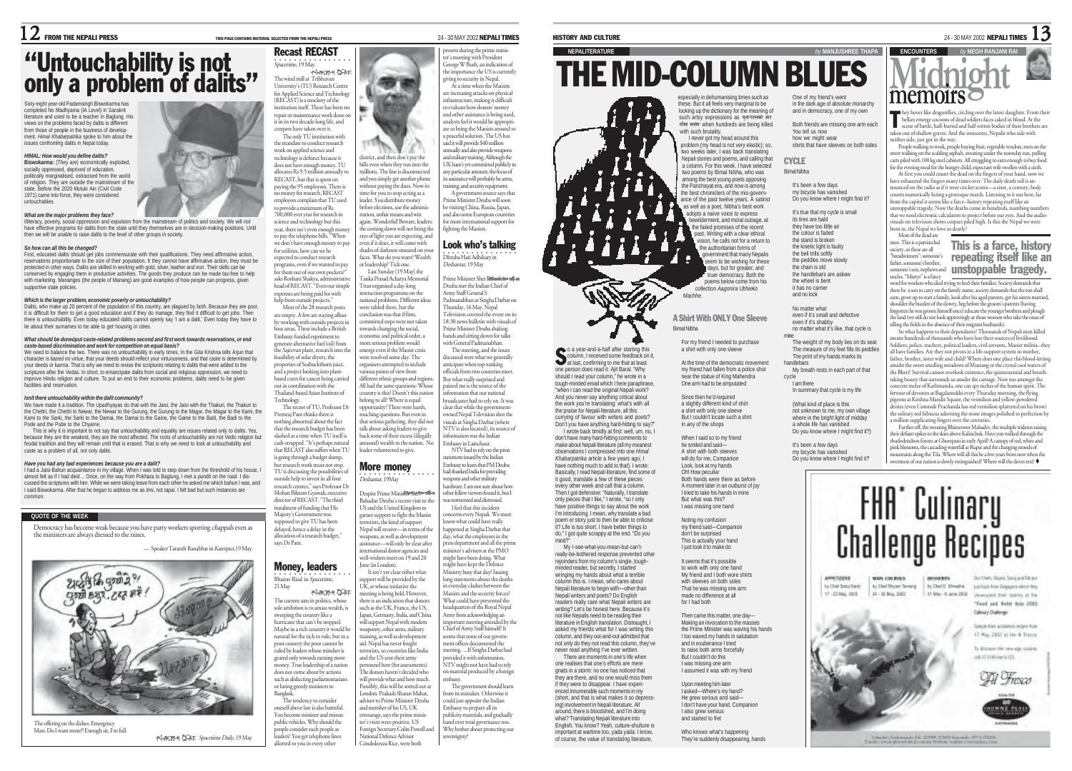# "Untouchability is not only a problem of dalits"

Sixty-eight year-old Padamsingh Biswokarma has completed his Madhyama (IA Level) in Sanskrit literature and used to be a teacher in Baglung. His views on the problems faced by dalits is different from those of people in the business of development. *Himal Khabarpatrika* spoke to him about the issues confronting dalits in Nepal today.

***HIMAL: How would you define dalits?***

**Biswokarma:** (They are) economically exploited, socially oppressed, deprived of education, politically marginalised, ostracised from the world of religion. They are outside the mainstream of the state. Before the 2020 Muluki Ain (Civil Code 1971) came into force, they were considered untouchables.

***What are the major problems they face?***

Illiteracy, poverty, social oppression and expulsion from the mainstream of politics and society. We will not have effective programs for dalits from the state until they themselves are in decision-making positions. Until then we will be unable to raise dalits to the level of other groups in society.

***So how can all this be changed?***

First, educated dalits should get jobs commensurate with their qualifications. They need affirmative action, reservations proportionate to the size of their population. It they cannot have affirmative action, they must be protected in other ways. Dalits are skilled in working with gold, silver, leather and iron. Their skills can be conserved by engaging them in productive activities. The goods they produce can be made tax-free to help with marketing. Mananges (the people of Manang) are good examples of how people can progress, given supportive state policies.

***Which is the larger problem, economic poverty or untouchability?***

Dalits, who make up 20 percent of the population of this country, are plagued by both. Because they are poor, it is difficult for them to get a good education and if they do manage, they find it difficult to get jobs. Then there is untouchability. Even today educated dalits cannot openly say 'I am a dalit.' Even today they have to lie about their surnames to be able to get housing in cities.

***What should be doneóput caste-related problems second and first work towards reservations, or end caste-based discrimination and work for competition on equal basis?***

We need to balance the two. There was no untouchability in early times. In the Gita Krishna tells Arjun that character is based on virtue, that your deeds should reflect your virtuousness, and that caste is determined by your deeds or karma. That is why we need to revise the scriptures relating to dalits that were added to the scriptures after the Vedas. In short, to emancipate dalits from social and religious oppression, we need to improve Hindu religion and culture. To put an end to their economic problems, dalits need to be given facilities and reservation.

***Isnít there untouchability within the dalit community?***

We have made it a tradition. The Upadhyayas do that with the Jaisi, the Jaisi with the Thakuri, the Thakuri to the Chettri, the Chettri to Newar, the Newar to the Gurung, the Gurung to the Magar, the Magar to the Kami, the Kami to the Sarki, the Sarki to the Damai, the Damai to the Gaine, the Gaine to the Badi, the Badi to the Pode and the Pode to the Chyame.

This is why it is important to not say that untouchability and equality are issues related only to dalits. Yes, because they are the weakest, they are the most affected. The roots of untouchability are not Vedic religion but feudal tradition and they will remain until that is erased. That is why we need to look at untouchability and caste as a problem of all, not only dalits.

***Have you had any bad experiences because you are a dalit?***

I had a Jaisi-Bahun acquaintance in my village. When I was told to step down from the threshold of his house, I almost felt as if I had died… Once, on the way from Pokhara to Baglung, I met a pundit on the road. I discussed the scriptures with him. While we were taking leave from each other he asked me which bahun I was, and I said Biswokarma. After that he began to address me as *timi*, not *tapai*. I felt bad but such instances are common.

## QUOTE OF THE WEEK

Democracy has become weak because you have party workers sporting *chappals* even as the ministers are always dressed to the nines.

— Speaker Taranath Ranabhat in *Kantipur*, 19 May.

The offering on the dishes: Emergency
Man: Do I want more?! Enough sir, I'm full.

*Spacetime Daily*, 19 May

## Recast RECAST

*Spacetime*, 19 May

The wind mill at Tribhuvan University's (TU) Research Centre for Applied Science and Technology (RECAST) is a mockery of the institution itself. There has been no repair or maintenance work done on it in its two decade-long life, and creepers have taken over it.

The only TU institution with the mandate to conduct research work on applied science and technology is defunct because it does not have enough money. TU allocates Rs 9.5 million annually to RECAST, but that is spent on paying the 95 employees. There is no money for research. RECAST employees complain that TU used to provide a minimum of Rs 700,000 ever year for research in science and technology but this year, there isn't even enough money to pay the telephone bills. "When we don't have enough money to pay for utilities, how can we be expected to conduct research programs, even if we wanted to pay for them out of our own pockets?" asks Roshani Shakya, administrative head of RECAST. "Even our simple expenses are being paid for with help from outside projects."

Most of the 28 research posts are empty. A few are staying afloat by working with outside projects in four areas. These include a British Embassy-funded experiment to generate alternative fuel (oil) from the Sajeevan plant, research into the feasibility of solar dryers, the properties of Seabuckthorn juice, and a project looking into plant-based cures for cancer being carried out in coordination with the Thailand-based Asian Institute of Technology.

The rector of TU, Professor Dr Premraj Pant thinks there is nothing abnormal about the fact that the research budget has been slashed at a time when TU itself is cash-strapped. "It's perhaps natural that RECAST also suffers when TU is going through a budget slump, but research work must not stop. TU is discussing the possibilities of outside help to invest in all four research centres," says Professor Dr Mohan Bikram Gyawali, executive director of RECAST. "The third instalment of funding that His Majesty's Government was supposed to give TU has been delayed, hence a delay in the allocation of a research budget," says Dr Pant.

## Money, leaders

Bhairav Risal in *Spacetime*, 21 May

The current aim in politics, whose sole ambition is to amass wealth, is sweeping the country like a hurricane that can't be stopped. Maybe in a rich country it would be natural for the rich to rule, but in a poor country the poor cannot be ruled by leaders whose mindset is geared only towards earning more money. True leadership of a nation does not come about by actions such as abducting parliamentarians or luring greedy ministers to Bangkok.

The tendency to consider oneself above law is also harmful. You become minister and misuse public vehicles. Why should the people consider such people as leaders? You get telephone lines allotted to you in every other district, and then don't pay the bills even when they run into the millions. The line is disconnected and you simply get another phone without paying the dues. Now its time for you to stop acting as a leader. You distribute money before elections, use the administration, unfair means and win again. Wonderful! Beware, leaders: the coming dawn will not bring the rays of light you are expecting, and even if it does, it will come with shades of darkness smeared on your faces. What do you want? Wealth or leadership? Tick one.

Last Sunday [19 May] the Tanka Prasad Acharya Memorial Trust organised a day-long interaction programme on the national problems. Different ideas were tabled there, but the conclusion was that if firm, committed steps were not taken towards changing the social, economic and political order, a more serious problem would emerge even if the Maoist crisis were resolved some day. The organisers attempted to include various points of view from different ethnic groups and regions. All had the same questions: Whose country is this? Doesn't this nation belong to all? Where is equal opportunity? There were harsh, touching questions. But even in that serious gathering, they did not talk about asking leaders to give back some of their excess (illegally amassed) wealth to the nation. No leader volunteered to give.

## More money

*Deshantar*, 19 May

Despite Prime Minister Sher Bahadur Deuba's recent visit to the US and the United Kingdom to garner support to fight the Maoist terrorists, the kind of support Nepal will receive—in terms of the weapons, as well as development assistance—will only be clear after international donor agencies and well-wishers meet on 19 and 20 June (in London).

It isn't yet clear either what support will be provided by the UK, at whose initiative the meeting is being held. However, there is an indication that donors such as the UK, France, the US, Japan, Germany, India, and China will support Nepal with modern weaponry, other arms, military training, as well as development aid. Nepal has never fought terrorists, so countries like India and the US sent their army personnel here (for assessments). The donors haven't decided who will provide what and how much. Possibly, this will be sorted out at London. Prakash Sharan Mahat, advisor to Prime Minister Deuba and member of his US, UK entourage, says the prime minister's visits were positive. US Foreign Secretary Colin Powell and National Defence Advisor Condoleezza Rice, were both present during the prime minister's meeting with President George W Bush, an indication of the importance the US is currently giving to security in Nepal.

At a time when the Maoists are increasing attacks on physical infrastructure, making it difficult to evaluate how donors' money and other assistance is being used, analysts feel it would be appropriate to bring the Maoists around to a peaceful solution. The US has said it will provide $40 million annually and also provide weapons and military training. Although the UK hasn't yet committed publicly to any particular amount, the focus of its assistance will probably be arms, training, and security equipment.

A government source says that Prime Minister Deuba will soon be visiting China, Russia, Japan, and also some European countries for more international support for fighting the Maoists.

## Look who's talking

Dhruba Hari Adhikary in *Deshantar*, 19 May

Prime Minister Sher Bahadur Deuba met the Indian Chief of Army Staff General S Padmanabhan at Singha Durbar on Thursday, 16 May. Nepal Television covered the event on its 18:30 news bulletin with visuals of Prime Minister Deuba shaking hands and sitting down for talks with General Padmanabhan.

The meeting, and the issues discussed were what we generally anticipate when top-ranking officials from two countries meet. But what really surprised and pained me is the source of the information that our national broadcaster had to rely on. It was clear that while the government-owned Nepal Television shot the visuals at Singha Durbar (where NTV is also located), its source of information was the Indian Embassy in Lainchaur.

NTV had to rely on the press statement issued by the Indian Embassy to learn that PM Deuba had thanked India for providing weapons and other military hardware. I am not sure about how other fellow viewers found it, but I was tormented and distressed.

I feel that this incident concerns every Nepali. We must know what could have really happened at Singha Durbar that day, what the employees in the press department and all the prime minister's advisers at the PMO might have been doing. What might have kept the Defence Ministry busy that day? Issuing long statements about the deaths in everyday clashes between the Maoists and the security forces? What could have prevented the headquarters of the Royal Nepal Army from acknowledging an important meeting attended by the Chief of Army Staff himself? It seems that none of our government offices documented the meeting. …If Singha Durbar had provided it with information, NTV might not have had to rely on material produced by a foreign embassy.

The government should learn from its mistakes. Otherwise it could just appoint the Indian Embassy to prepare all its publicity materials, and gradually hand over total governance too. Why bother about protecting our sovereignty?

# HISTORY AND CULTURE

## NEPALITERATURE
*by* MANJUSHREE THAPA

# THE MID-COLUMN BLUES

So a year-and-a-half after starting this column, I received some feedback on it, at last, confirming to me that at least one person does read it. Ajit Baral: "Why should I read your column," he wrote in a tough-minded email which I here paraphrase, "when I can read the original Nepali work? And you never say anything critical about the work you're translating: what's with all the praise for Nepali literature, all this currying of favour with writers and poets? Don't you have anything hard-hitting to say?"

I wrote back timidly at first: well, um, no, I don't have many hard-hitting comments to make about Nepali literature (all my meanest observations I compressed into one *Himal Khabarpatrika* article a few years ago; I have nothing much to add to that). I wrote: Basically, I read Nepali literature, find some of it good, translate a few of these pieces every other week and call that a column. Then I got defensive: "Naturally, I translate only pieces that I like," I wrote, "so I only have positive things to say about the work I'm introducing. I mean, why translate a bad poem or story just to then be able to criticise it? Life is too short. I have better things to do." I got quite scrappy at the end. "Do you mind?"

My I-see-what-you-mean-but-can't-really-be-bothered response prevented other rejoinders from my column's single, tough-minded reader, but secretly, I started wringing my hands about what a terrible column this is. I mean, who cares about Nepali literature to begin with—other than Nepali writers and poets? Do English readers really care what Nepali writers are writing? Let's be honest here. Because it's not like Nepalis need to be reading their literature in English translation. Distraught, I asked my friends what for I was writing this column, and they out-and-out admitted that not only do they not read this column, they've never read anything I've ever written.

There are moments in one's life when one realises that one's efforts are mere gnats in a storm: no one has noticed that they are there, and no one would miss them if they were to disappear. I have experienced innumerable such moments in my (short, and that is what makes it so depressing) involvement in Nepali literature. All around, there is bloodshed, and I'm doing what? Translating Nepali literature into English. You know? Yeah, culture-shulture is important at wartime too, yada yada: I know, of course, the value of translating literature, especially in dehumanising times such as these. But it all feels very marginal to be looking up the dictionary for the meaning of such artsy expressions as जनपदसम्म बार शंका स्वरोप when hundreds are being killed with such brutality.

I never got my head around this problem (my head is not very elastic); so, two weeks later, I was back translating Nepali stories and poems, and calling that a column. For this week, I have selected two poems by Bimal Nibha, who was among the best young poets opposing the Panchayat era, and now is among the best chroniclers of the mis-governance of the past twelve years. A satirist as well as a poet, Nibha's best work adopts a naïve voice to express bewilderment, and moral outrage, at the failed promises of the recent past. Writing with a clear ethical vision, he calls not for a return to the authoritarian forms of government that many Nepalis seem to be wishing for these days, but for greater, and truer democracy. Both the poems below come from his collection *Aagonira Ubhieko Machhe*.

### A Shirt With ONLY One Sleeve

Bimal Nibha

For my friend I needed to purchase
a shirt with only one sleeve

At the time of the democratic movement
my friend had fallen from a police shot
near the statue of King Mahendra
One arm had to be amputated

Since then he'd required
a slightly different kind of shirt
a shirt with only one sleeve
But I couldn't locate such a shirt
in any of the shops

When I said so to my friend
he smiled and said—
A shirt with both sleeves
will do for me, Companion
Look, look at my hands
Oh! How peculiar
Both hands were there as before
A moment later in an outburst of joy
I tried to take his hands in mine
But what was this?
I was missing one hand

Noting my confusion
my friend said—Companion
don't be surprised
This is actually your hand
I just took it to make do

It seems that it's possible
to work with only one hand
My friend and I both wore shirts
with sleeves on both sides
That he was missing one arm
made no difference at all
for I had both

Then came this matter, one day—
Making an invocation to the masses
the Prime Minister was waving his hands
I too waved my hands in salutation
and in exuberance I tried
to raise both arms forcefully
But I couldn't do this
I was missing one arm
I assumed it was with my friend

Upon meeting him later
I asked—Where's my hand?
He grew serious and said—
I don't have your hand, Companion
I also grew serious
and started to fret

Who knows what's happening
They're suddenly disappearing, hands

One of my friend's went
in the dark age of absolute monarchy
and in democracy, one of my own

Both friends are missing one arm each
You tell us now
how we might wear
shirts that have sleeves on both sides

### CYCLE

Bimal Nibha

It's been a few days
my bicycle has vanished
Do you know where I might find it?

It's true that my cycle is small
its tires are bald
they have too little air
the colour is faded
the stand is broken
the kinetic light is faulty
the bell trills softly
the peddles move slowly
the chain is old
the handlebars are askew
the wheel is bent
it has no carrier
and no lock

No matter what
even if it's small and defective
even if it's shabby
no matter what it's like, that cycle is mine
The weight of my body lies on its seat
The measure of my feet fills its peddles
The print of my hands marks its handlebars
My breath rests in each part of that cycle
I am there
In summary that cycle is my life

(What kind of place is this
not unknown to me, my own village
where in the bright light of midday
a whole life has vanished
Do you know where I might find it?)

It's been a few days
my bicycle has vanished
Do you know where I might find it?

## ENCOUNTERS
*by* MEGH RANJANI RAI

# Midnight memoirs

They hover like dragonflies, circling over the latest slaughter. From their bellies emerge cocoons of dead soldiers faces caked in blood. At the scene of battle, half-buried and half-rotten bodies of their brothers are taken out of shallow graves. And the innocents, Nepalis who side with neither side, just got in the way.

People walking to work, people buying fruit, vegetable vendors, men on the street walking on the scalding asphalt, sweating under the noonday sun, pulling carts piled with 100 kg steel cabinets. All struggling to earn enough to buy food for the evening meal for the hungry child, expectant wife awaiting with a sixth.

At first you could count the dead on the fingers of your hand, now we have exhausted the fingers many times over. The daily death toll is announced on the radio as if it were cricket scores—a sixer, a century, body counts numerically listing a grotesque match. Listening to it out here, far from the capital it seems like a farce—history repeating itself like an unstoppable tragedy. Now the deaths come in hundreds, numbing numbers that we need electronic calculators to project before our eyes. And the audio-visuals on television shows corpses piled high. Is this the Nepal we were born in, the Nepal we love so dearly?

**This is a farce, history repeating itself like an unstoppable tragedy.**

Most of the dead are men. This is a patriarchal society, so these are all "breadwinners": someone's father, someone's brother, someone's son, nephews and uncles. "Martyr" is a fancy word for workers who died trying to feed their families. Society demands that there be a son to carry on the family name, society demands that the son shall earn, grow up to start a family, look after his aged parents, get his sisters married, shoulder the burden of the dowry, beg before the groom's parents (having forgotten he was groom himself once) educate the younger brothers and plough the land (we still do not look approvingly at those women who take the onus of tilling the fields in the absence of their migrant husbands).

So what happens to their dependants? Thousands of Nepali men killed means hundreds of thousands who have lost their sources of livelihood. Soldiers, police, teachers, political leaders, civil servants, Maoist militia—they all have families. Are they not pivots in a life-support system to mother, father, brother, sister wife and child? Where does one place this blood-letting amidst the sweet smelling meadows of Mustang or the crystal cool waters of the Bheri? Survival cannot overlook existence, the quintessential and breath-taking beauty that surrounds us amidst the carnage. Now too amongst the concrete melee of Kathmandu, one can spy niches of the human spirit. The fervour of devotees at Bagalamukhi every Thursday morning, the flying pigeons at Krishna Mandir Square, the vermilion and yellow-powdered deities (even Comrade Prachanda has red vermilion splattered on his brow) the solitary red hibiscus adorning the stone images polished to perfection by a million supplicating fingers over the centuries.

Further off, the sweating Bhimsense Mahadev, the multiple tridents raising their defiant spikes to the skies above Kalinchok. Have you walked through the rhododendron forests at Ghorepani in early April? A canopy of red, white and pink blossoms, the cascading waterfall at Rupse and the changing moods of mountains along the Tila. Where will all this be a few years from now when the sweetness of our nation is slowly extinguished? Where will the doves rest? ♦

# FHA* Culinary Challenge Recipes

| APPETIZERS | MAIN COURSES | DESSERTS |
| --- | --- | --- |
| by Chef Samy Karki | by Chef Shyam Tamang | by Chef D. Shrestha |
| 17 - 23 May, 2002 | 24 - 30 May, 2002 | 31 May - 6 June 2002 |

Our Chefs, Shyam, Saroj and Dil are just back from Singapore where they showcased their talents at the "Food and Hotel Asia 2002 Culinary Challenge."

Sample their acclaimed recipes from 17 May, 2002 at the Al Fresco.

To discover the new age cuisine, call 273999 ext 6121.

Al Fresco

Soaltee Crowne Plaza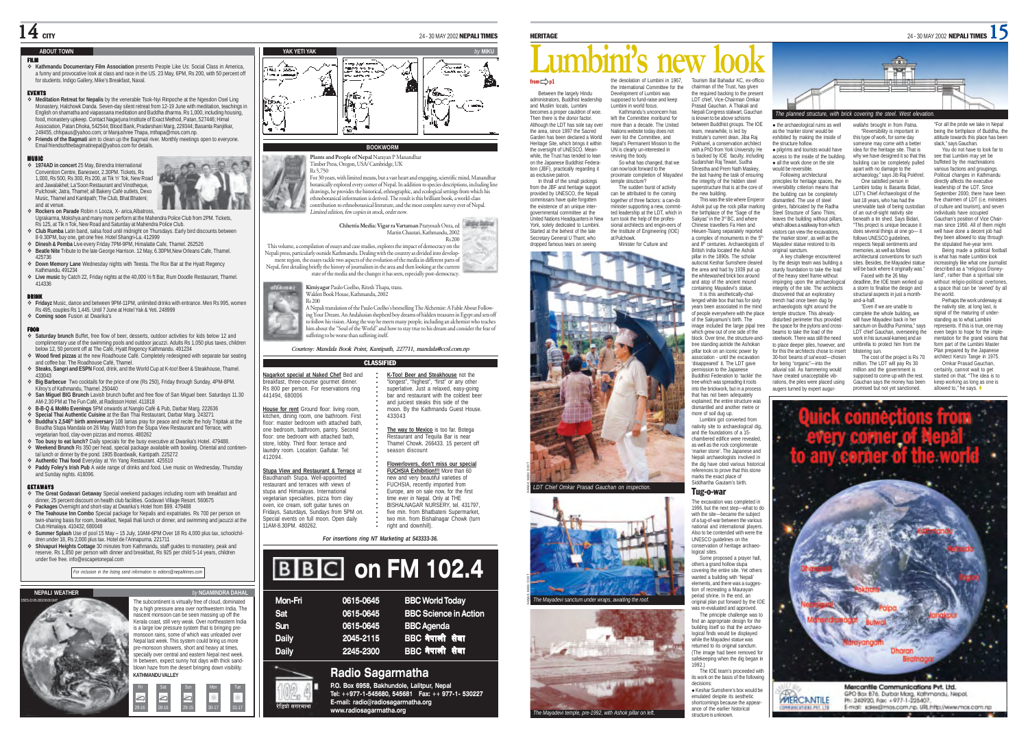## ABOUT TOWN

### FILM

- **Kathmandu Documentary Film Association** presents People Like Us: Social Class in America, a funny and provocative look at class and race in the US. 23 May, 6PM, Rs 200, with 50 percent off for students. Indigo Gallery, Mike's Breakfast, Naxal.

### EVENTS

- **Meditation Retreat for Nepalis** by the venerable Tsok-Nyi Rinpoche at the Ngesdon Osel Ling Monastery, Halchowk Danda. Seven-day silent retreat from 12-19 June with meditation, teachings in English on shamatha and vipassana meditation and Buddha dharma. Rs 1,000, including housing, food, monastery upkeep. Contact Nagarjuna Institute of Exact Method, Patan, 527446; Himal Association, Patan Dhoka, 542544; Blood Bank, Pradarshani Marg, 229344; Basanta Ranjitkar, 249455, chhipaus@yahoo.com; or Manjushree Thapa, mthapa@mos.com.np.
- **Friends of the Bagmati** aim to clean up the Bagmati river. Monthly meetings open to everyone. Email friendsofthebagmatinepal@yahoo.com for details.

### MUSIC

- **1974AD in concert** 25 May, Birendra International Convention Centre, Baneswor, 2.30PM. Tickets, Rs 1,000, Rs 500, Rs 300, Rs 200, at Tik 'n' Tok, New Road and Jawalakhel; La'Soon Restaurant and Vinotheque, Pulchowk; Jatra, Thamel; all Bakery Café outlets, Dexo Music, Thamel and Kantipath; The Club, Bhat Bhateni; and at venue.
- **Rockers on Parade** Robin n Looza, X- arica,Albatross, Ugrakarma, Mokshya and many more perform at the Mahendra Police Club from 2PM. Tickets, Rs 125, at Tik n Tok, New Road and Saturday at Mahendra Police Club.
- **Club Rumba** Latin band, salsa food until midnight on Thursdays. Early bird discounts between 8-9.30PM, buy one, get one free. Hotel Shangri-La. 412999
- **Dinesh & Pemba** Live every Friday 7PM-9PM, Himalatte Cafe, Thamel. 262526
- **Beatle Nite** Tribute to the late George Harrison. 12 May, 6.30PM,New Orleans Cafe, Thamel. 425736
- **Down Memory Lane** Wednesday nights with Teesta. The Rox Bar at the Hyatt Regency Kathmandu. 491234
- **Live music** by Catch 22, Friday nights at the 40,000 ½ ft Bar, Rum Doodle Restaurant, Thamel. 414336

### DRINK

- **Fridayz** Music, dance and between 9PM-11PM, unlimited drinks with entrance. Men Rs 995, women Rs 495, couples Rs 1,445. Until 7 June at Hotel Yak & Yeti. 248999
- **Coming soon** Fusion at Dwarika's

### FOOD

- **Saturday brunch** Buffet, free flow of beer, desserts, outdoor activities for kids below 12 and complimentary use of the swimming pools and outdoor jacuzzi. Adults Rs 1,050 plus taxes, children below 12, 50 percent off at The Café, Hyatt Regency Kathmandu. 491234
- **Wood fired pizzas** at the new Roadhouse Café. Completely redesigned with separate bar seating and coffee bar. The Roadhouse Café, Thamel.
- **Steaks, Sangri and ESPN** Food, drink, and the World Cup at K-too! Beer & Steakhouse, Thamel. 433043
- **Big Barbecue** Two cocktails for the price of one (Rs 250), Friday through Sunday, 4PM-8PM. Kilroy's of Kathmandu, Thamel. 250440
- **San Miguel BIG Brunch** Lavish brunch buffet and free flow of San Miguel beer. Saturdays 11.30 AM-2.30 PM at The Fun Café, at Radisson Hotel. 411818
- **B-B-Q & MoMo Evenings** 5PM onwards at Nanglo Café & Pub, Darbar Marg. 222636
- **Special Thai Authentic Cuisine** at the Ban Thai Restaurant, Darbar Marg. 243271
- **Buddha's 2,546th birth anniversary** 108 lamas pray for peace and recite the holy Tripitak at the Boudha Stupa Mandala on 26 May. Watch from the Stupa View Restaurant and Terrace, with vegetarian food, clay-oven pizzas and momos. 480262
- **Too busy to eat lunch?** Daily specials for the busy executive at Dwarika's Hotel. 479488.
- **Weekend Brunch** Rs 350 per head, special package available with bowling. Oriental and continental lunch or dinner by the pond. 1905 Boardwalk, Kantipath. 225272
- **Authentic Thai food** Everyday at Yin Yang Restaurant. 425510
- **Paddy Foley's Irish Pub** A wide range of drinks and food. Live music on Wednesday, Thursday and Sunday nights. 416096.

### GETAWAYS

- **The Great Godavari Getaway** Special weekend packages including room with breakfast and dinner, 25 percent discount on health club facilities. Godavari Village Resort. 560675
- **Packages** Overnight and short-stay at Dwarika's Hotel from $99. 479488
- **The Teahouse Inn Combo** Special package for Nepalis and expatriates. Rs 700 per person on twin-sharing basis for room, breakfast, Nepali thali lunch or dinner, and swimming and jacuzzi at the Club Himalaya. 410432, 680048
- **Summer Splash** Use of pool 15 May – 15 July, 10AM-6PM Over 18 Rs 4,000 plus tax, schoolchildren under 18, Rs 2,000 plus tax. Hotel de l'Annapurna. 221711
- **Shivapuri Heights Cottage** 30 minutes from Kathmandu, staff guides to monastery, peak and reserve. Rs 1,850 per person with dinner and breakfast, Rs 925 per child 5-14 years, children under five free. info@escapetonepal.com

*For inclusion in the listing send information to editors@nepalitimes.com*

## NEPALI WEATHER

*by* **NGAMINDRA DAHAL**

The subcontinent is virtually free of cloud, dominated by a high pressure area over northwestern India. The nascent monsoon can be seen massing up off the Kerala coast, still very weak. Over northeastern India is a large low pressure system that is bringing pre-monsoon rains, some of which was unloaded over Nepal last week. This system could bring us more pre-monsoon showers, short and heavy at times, specially over central and eastern Nepal next week. In between, expect sunny hot days with thick sandblown haze from the desert bringing down visibility.

**KATHMANDU VALLEY**

| Fri | Sat | Sun | Mon | Tue |
|---|---|---|---|---|
| 29-16 | 28-16 | 29-15 | 30-17 | 31-17 |

## YAK YETI YAK

*by* **MIKU**

## BOOKWORM

**Plants and People of Nepal** Narayan P Manandhar
Timber Press, Oregon, USA/ Cambridge, UK
Rs 5,750

For 30 years, with limited means, but a vast heart and engaging, scientific mind, Manandhar botanically explored every corner of Nepal. In addition to species descriptions, including line drawings, he provides the historical, ethnographic, and ecological settings from which his ethnobotanical information is derived. The result is this brilliant book, a world-class contribution to ethnobotanical literature, and the most complete survey ever of Nepal. *Limited edition, few copies in stock, order now.*

**Chhetria Media: Vigar ra Vartaman** Pratyoush Onta, ed
Martin Chautari, Kathmandu, 2002
Rs 200

This volume, a compilation of essays and case studies, explores the impact of democracy on the Nepali press, particularly outside Kathmandu. Dealing with the country as divided into development regions, the essays tackle two aspects of the evolution of the media in different parts of Nepal, first detailing briefly the history of journalism in the area and then looking at the current state of the media and the changes it has seen, especially post-democracy.

**Kimiyagar** Paulo Coelho, Ritesh Thapa, trans.
Walden Book House, Kathmandu, 2002
Rs 200

A Nepali translation of the Paulo Coelho's bestselling The Alchemist: A Fable About Following Your Dream. An Andalusian shepherd boy dreams of hidden treasures in Egypt and sets off to follow his vision. Along the way he meets many people, including an alchemist who teaches him about the "Soul of the World" and how to stay true to his dream and consider the fear of suffering to be worse than suffering itself.

*Courtesy: Mandala Book Point, Kantipath, 227711, mandala@ccsl.com.np*

## CLASSIFIED

**Nagarkot special at Naked Chef** Bed and breakfast, three-course gourmet dinner. Rs 800 per person. For reservations ring 441494, 680006

**House for rent** Ground floor: living room, kitchen, dining room, one bathroom. First floor: master bedroom with attached bath, one bedroom, bathroom, pantry. Second floor: one bedroom with attached bath, store, lobby. Third floor: terrace and laundry room. Location: Galfutar. Tel: 412094.

**Stupa View and Restaurant & Terrace** at Baudhanath Stupa. Well-appointed restaurant and terraces with views of stupa and Himalayas. International vegetarian specialties, pizza from clay oven, ice cream, soft guitar tunes on Fridays, Saturdays, Sundays from 5PM on. Special events on full moon. Open daily 11AM-8.30PM. 480262.

**K-Too! Beer and Steakhouse** not the "longest", "highest", "first" or any other superlative. Just a relaxed, easy-going bar and restaurant with the coldest beer and juiciest steaks this side of the moon. By the Kathmandu Guest House. 433043

**The way to Mexico** is too far. Botega Restaurant and Tequila Bar is near Thamel Chowk. 266433. 15 percent off season discount

**Flowerlovers, don't miss our special FUCHSIA Exhibition!!!** More than 60 new and very beautiful varieties of FUCHSIA, recently imported from Europe, are on sale now, for the first time ever in Nepal. Only at THE BISHALNAGAR NURSERY, tel. 431797, five min. from Bhatbateni Supermarket, two min. from Bishalnagar Chowk (turn right and downhill).

*For insertions ring NT Marketing at 543333-36.*

## BBC on FM 102.4

| | | |
|---|---|---|
| Mon-Fri | 0615-0645 | BBC World Today |
| Sat | 0615-0645 | BBC Science in Action |
| Sun | 0615-0645 | BBC Agenda |
| Daily | 2045-2115 | BBC नेपाली सेवा |
| Daily | 2245-2300 | BBC नेपाली सेवा |

**Radio Sagarmatha**
P.O. Box 6958, Bakhundole, Lalitpur, Nepal
Tel: ++977-1-545680, 545681 Fax: ++ 977-1- 530227
E-mail: radio@radiosagarmatha.org
www.radiosagarmatha.org

रेडियो सगरमाथा

# Lumbini's new look

from p1

Between the largely Hindu administrators, Buddhist leadership and Muslim locals, Lumbini becomes a proper cauldron of woe. Then there is the donor factor. Although the LDT has sole say over the area, since 1997 the Sacred Garden has been declared a World Heritage Site, which brings it within the oversight of UNESCO. Meanwhile, the Trust has tended to lean on the Japanese Buddhist Federation (JBF), practically regarding it as exclusive patron.

In thrall of the small pickings from the JBF and heritage support provided by UNESCO, the Nepali commissars have quite forgotten the existence of an unique intergovernmental committee at the United Nations Headquarters in New York, solely dedicated to Lumbini. Started at the behest of the late Secretary General U Thant, who dropped famous tears on seeing the desolation of Lumbini in 1967, the International Committee for the Development of Lumbini was supposed to fund-raise and keep Lumbini in world focus.

Kathmandu's unconcern has left the Committee moribund for more than a decade. The United Nations website today does not even list the Committee, and Nepal's Permanent Mission to the UN is clearly un-interested in reviving the body.

So what has changed, that we can now look forward to the proximate completion of Mayadevi temple structure?

The sudden burst of activity can be attributed to the coming together of three factors: a can-do minister supporting a new, committed leadership at the LDT, which in turn took the help of the professional architects and engin-eers of the Institute of Engineering (IOE) at Pulchowk.

Minister for Culture and Tourism Bal Bahadur KC, ex-officio chairman of the Trust, has given the required backing to the present LDT chief, Vice-Chairman Omkar Prasad Gauchan. A Thakali and Nepali Congress stalwart, Gauchan is known to be above schisms between Buddhist groups. The IOE team, meanwhile, is led by Institute's current dean, Jiba Raj Pokharel, a conservation architect with a PhD from York University. He is backed by IOE faculty, including Sudarshan Raj Tiwari, Sudha Shrestha and Prem Nath Maskey, the last having the task of ensuring the integrity of the hidden steel superstructure that is at the core of the new building.

This was the site where Emperor Ashok put up the rock pillar marking the birthplace of the "Sage of the Sakyas" in the 3rd BC, and where Chinese travellers Fa Hien and Hieuen-Tsiang separately reported a complex of monuments in the 5th and 8th centuries. Archaeologists of British India located the Ashok pillar in the 1890s. The scholar autocrat Keshar Sumshere cleared the area and had by 1939 put up the whitewashed brick box around and atop of the ancient mound containing Mayadevi's statue.

It is this aesthetically-challenged white box that has for sixty years been associated in the mind of people everywhere with the place of the Sakyamuni's birth. The image included the large pipal tree which grew out of one side of the block. Over time, the structure-and-tree standing astride the Ashokan pillar took on an iconic power by association - until the excavation 'disappeared' it. The LDT gave permission to the Japanese Buddhist Federation to 'tackle' the tree which was spreading it roots into the brickwork, but in a process that has not been adequately explained, the entire structure was dismantled and another metre or more of soil dug up.

Lumbini got converted from nativity site to archaeological dig, and the foundations of a 15-chambered edifice were revealed, as well as the rock conglomerate 'marker stone'. The Japanese and Nepali archaeologists involved in the dig have cited various historical references to prove that this stone marks the exact place of Siddhartha Gautam's birth.

*LDT Chief Omkar Prasad Gauchan on inspection.*

*The Mayadevi sanctum under wraps, awaiting the roof.*

*The Mayadevi temple, pre-1992, with Ashok pillar on left.*

## Tug-o-war

The excavation was completed in 1996, but the next step—what to do with the site—became the subject of a tug-of-war between the various national and international players. Also to be contended with were the UNESCO guidelines on the conservation of heritage archaeological sites.

Some proposed a prayer hall, others a grand hollow stupa covering the entire site. Yet others wanted a building with 'Nepali' elements, and there was a suggestion of recreating a Mauryan period shrine. In the end, an original plan put forward by the IOE was re-evaluated and approved.

The principle challenge was to find an appropriate design for the building itself so that the archaeological finds would be displayed while the Mayadevi statue was returned to its original sanctum. (The image had been removed for safekeeping when the dig began in 1992.)

The IOE team's proceeded with its work on the basis of the following decisions:

- Keshar Sumshere's box would be emulated despite its aesthetic shortcomings because the appearance of the earlier historical structure is unknown.
- the archaeological ruins as well as the 'marker stone' would be exhibited by making the inside of the structure hollow.
- pilgrims and tourists would have access to the inside of the building.
- all the work done on the site would be reversible.

Following architectural principles for heritage spaces, the reversibility criterion means that the building can be completely dismantled. The use of steel girders, fabricated by the Radha Steel Structure of Sano Thimi, leaves the building without pillars, which allows a walkway from which visitors can view the excavations, the 'marker stone', as well as the Mayadevi statue restored to its original sanctum.

A key challenge encountered by the design team was building a sturdy foundation to take the load of the heavy steel frame without impinging upon the archaeological integrity of the site. The architects discovered that an exploratory trench had once been dug by archaeologists right around the temple structure. This already-disturbed perimeter thus provided the space for the pylons and cross-beams to take the load of the steelwork. There was still the need to place deeper piles, however, and for this the architects chose to insert 30-foot beams of sal wood—chosen for being "organic"—into the alluvial soil. As hammering would have created unacceptable vibrations, the piles were placed using augers turned by expert auger-wallahs brought in from Patna.

"Reversibility is important in this type of work, for some day someone may come with a better idea for the heritage site. That is why we have designed it so that this building can be completely pulled apart with no damage to the archaeology," says Jib Raj Pokhrel.

One satisfied person in Lumbini today is Basanta Bidari, LDT's Chief Archaeologist of the last 18 years, who has had the unenviable task of being custodian of an out-of-sight nativity site beneath a tin shed. Says Bidari, "This project is unique because it does several things at one go— it follows UNESCO guidelines, respects Nepali sentiments and memories, as well as follows architectural conventions for such sites. Besides, the Mayadevi statue will be back where it originally was."

Faced with the 26 May deadline, the IOE team worked up a storm to finalise the design and structural aspects in just a month-and-a-half.

"Even if we are unable to complete the whole building, we will have Mayadevi back in her sanctum on Buddha Purnima," says LDT chief Gauchan, overseeing the work in his suruwal-kameej and an umbrella to protect him from the blistering sun.

The cost of the project is Rs 70 million. The LDT will pay Rs 30 million and the government is supposed to come up with the rest. Gauchan says the money has been promised but not yet sanctioned.

"For all the pride we take in Nepal being the birthplace of Buddha, the attitude towards this place has been slack," says Gauchan.

You do not have to look far to see that Lumbini may yet be buffeted by the machinations various factions and groupings. Political changes in Kathmandu directly affects the executive leadership of the LDT. Since September 2000, there have been five chairmen of LDT (i.e. ministers of culture and tourism), and seven individuals have occupied Gauchan's position of Vice Chairman since 1990. All of them might well have done a decent job had they been allowed to stay through the stipulated five-year term.

Being made a political football is what has made Lumbini look increasingly like what one journalist described as a "religious Disney-land", rather than a spiritual site without religio-political overtones, a space that can be 'owned' by all the world.

Perhaps the work underway at the nativity site, at long last, is signal of the maturing of understanding as to what Lumbini represents. If this is true, one may even begin to hope for the implementation for the grand visions that form part of the Lumbini Master Plan prepared by the Japanese architect Kenzo Tange in 1975.

Omkar Prasad Gauchan, certainly, cannot wait to get started on that. "The idea is to keep working as long as one is allowed to," he says.

*The planned structure, with brick covering the steel. West elevation.*

**Quick connections from every corner of Nepal to any corner of the world**

Mercantile Communications Pvt. Ltd.
GPO Box 876, Durbar Marg, Kathmandu, Nepal.
Ph: 240920, Fax: +977-1-225407.
E-mail: sales@mos.com.np, URL:http://www.mos.com.np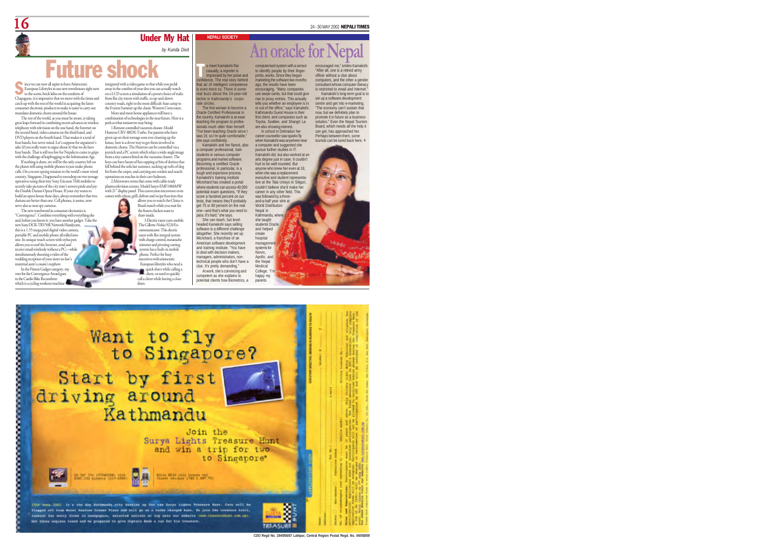## Under My Hat

*by Kunda Dixit*

# Future shock

Since we can now all aspire to have Aristocratic European Lifestyles in our new townhouses right next to the scenic brick kilns on the outskirts of Chapagaon, it is imperative that we move with the times and catch up with the rest of the world in acquiring the latest consumer electronic products to make it easier to carry out mundane domestic chores around the house.

The rest of the world, as you must be aware, is taking great leaps forward in combining recent advances in wireless telephony with television on the one hand, the Internet on the second hand, video cameras on the third hand, and DVD players on the fourth hand. That makes it a total of four hands, but never mind. Let's suppose for argument's sake (if you really want to argue about it) that we do have four hands. That is still too few for Nepalis to come to grips with the challenge of leapfrogging to the Information Age.

If nothing is done, we will be the only country left on the planet still using mobile phones to just make phone calls. On a recent spying mission to the world's most wired country, Singapore, I happened to eavesdrop on two teenage operatives using their tiny Sony Ericsson T68i mobiles to secretly take pictures of the city state's newest pride and joy: the Double Durian Opera House. If your city wants to build an opera house these days, always remember that two durians are better than one. Cell phones, it seems, now serve also as neat spy cameras.

The new watchword in consumer electronics is "Convergence". Combine everything with everything else and, before you know it: you have another gadget. Take the new Sony DCR-TRV50E Network Handycam, this is a 1.55 mega pixel digital video camera, portable PC and mobile phone all rolled into one. Its unique touch screen with stylus pen allows you to surf the Internet, send and receive email wirelessly without a PC—while simultaneously shooting a video of the wedding reception of your sister-in-law's maternal aunt's cousin's nephew.

In the Fitness Gadget category, my vote for the Convergence Award goes to the Cardio Bike Recumbent which is a cycling workout machine integrated with a video game so that while you pedal away in the comfort of your den you can actually watch on a LCD screen a simulation of a preset choice of trails: from flat city streets with traffic, to up-and-down country roads, right to the most difficult: base camp to the Everest Summit up the classic Western Cwm route.

More and more home appliances will have a combination of technologies in the near future. Here is a peek at what tomorrow may bring:

1. Remote controlled vacuum cleaner. Model Humvee CRV-88DX-Turbo. For parents who have given up on their teenage sons ever cleaning up the house, here is a clever way to get them involved in domestic chores. The Humvee can be controlled via a joystick and a PC screen which relays a wide-angle image from a tiny camera fitted on the vacuume cleaner. The boys can have hours of fun zapping at bits of doritos that fell behind the sofa last summer, sucking up tufts of dog fur from the carpet, and carrying out cordon and search operations on roaches in their cave hideouts.

2. Microwave ovens that come with cable-ready plasma television screens. Model Sanyo EMF1006MW with 21" display panel. This convection microwave oven comes with reheat, grill, defrost and recipe function that allows you to watch the China vs Brazil match while you wait for the frozen chicken roast to thaw inside.

3. Electric razor-cum-mobile. The Gillette-Nokia 9220 Ex-communicator. This electric razor with flex integral system with charge control, moustache trimmer and pivoting cutting system has a built-in mobile phone. Perfect for busy executives with aristocratic European lifestyles who need a quick shave while calling a client, or need to quickly call a client while having a close shave.

NEPALI SOCIETY

# An oracle for Nepal

To meet Kamakshi Rai casually, a reporter is impressed by her poise and confidence. The real story behind that air of intelligent competence is even more so. There is some real buzz about the 24-year-old techie in Kathmandu's corporate circles.

The first woman to become a Oracle Certified Professional in the country, Kamakshi is at ease teaching the program to professionals much older than herself. "I've been teaching Oracle since I was 19, so I'm quite comfortable," she says confidently.

Kamakshi and her fiancé, also a computer professional, train students in various computer programs and market software. Becoming a certified Oracle professional, in particular, is a tough and expensive process. Kamakshi's training institute Microhard has created a portal where students can access 40,000 potential exam questions. "If they score a hundred percent on our tests, that means they'll probably get 75 or 80 percent on the real one—and that's what you need to pass. It's hard," she says.

She can teach, but level-headed Kamakshi says selling software is a different challenge altogether. She recently set up Microhard, a franchise of an American software development and training institute. "You have to deal with decision makers, managers, administrators, non-technical people who don't have a clue. It's pretty demanding."

At work, she's convincing and competent as she explains to potential clients how Biometrics, a computerised system with a sensor to identify people by their fingerprints, works. Since they began marketing the software two months ago, the results have been encouraging. "Many companies use swipe cards, but that could give rise to proxy entries. This actually tells you whether an employee is in or out of the office," says Kamakshi. Kathmandu Guest House is their first client, and companies such as Toyota, Soaltee, and Shangri La are also showing interest.

In school in Dehradun her career counsellor saw sparks fly when Kamakshi was anywhere near a computer and suggested she pursue further studies in IT. Kamakshi did, but also worked at an arts degree just in case. It couldn't hurt to be well-rounded. But anyone who knew her even at 18, when she was a replacement executive and student representative at the Tata Unisys in Siliguri, couldn't believe she'd make her career in any other field. This was followed by a three-and-a-half year stint at World Distribution Nepal in Kathmandu, where she taught students Oracle and helped create hospital management systems for Norvic, Apollo, and the Nepal Medical College. "I'm happy my parents encouraged me," smiles Kamakshi. "After all, one is a retired army officer without a clue about computers, and the other a gender consultant whose computer literacy is restricted to email and Internet."

Kamakshi's long-term goal is to set up a software development centre and get into e-marketing. "The economy can't sustain that now, but we definitely plan to promote it in future as a business solution." Even the Nepal Tourism Board, which needs all the help it can get, has approached her. Perhaps between them, some tourists can be lured back here. ♦

Want to fly to Singapore?

Start by first driving around Kathmandu

Join the Surya Lights Treasure Hunt and win a trip for two to Singapore*

CDO Regd No. 194/056/57 Lalitpur, Central Region Postal Regd. No. 04/058/59